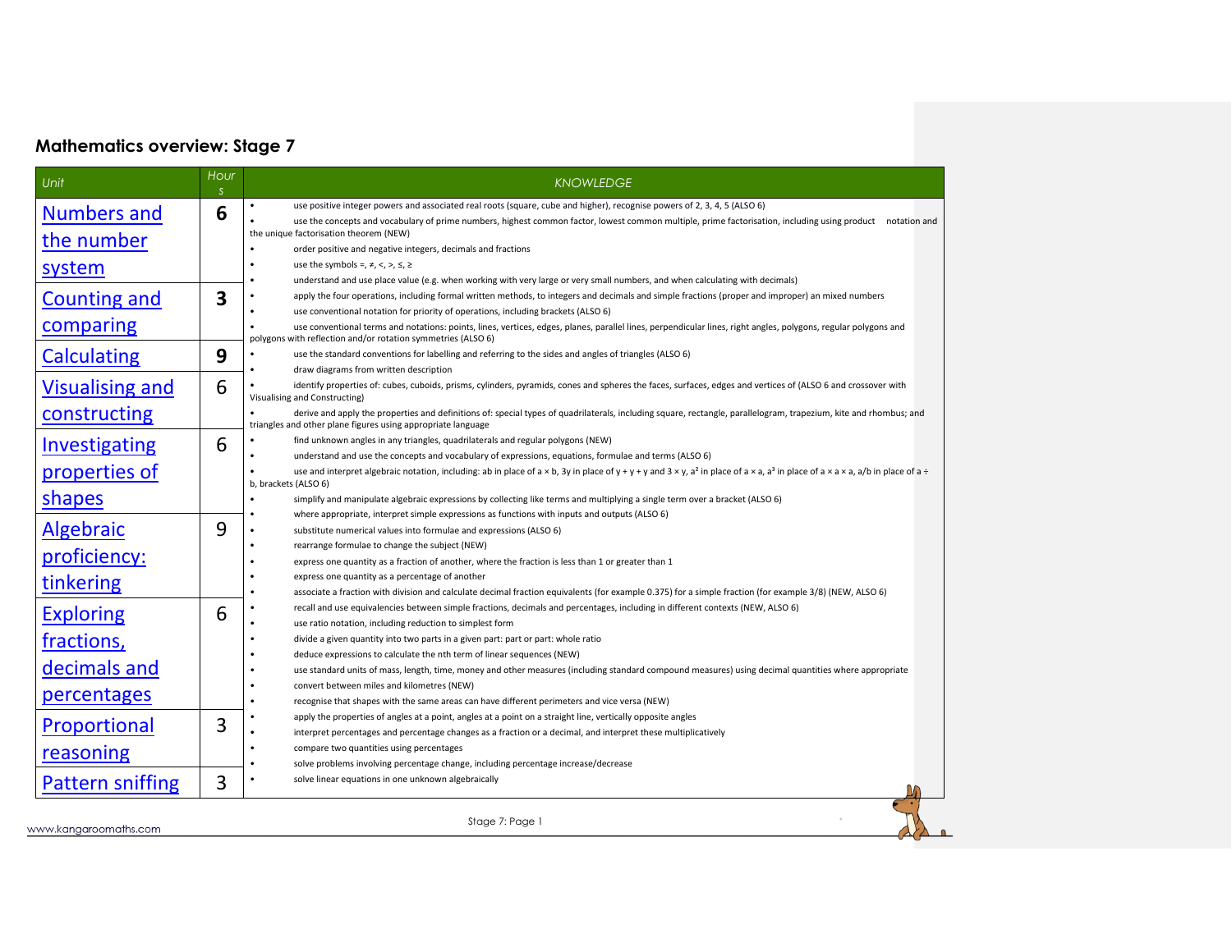## Mathematics overview: Stage 7

| Unit | Hours | KNOWLEDGE |
|---|---|---|
| Numbers and the number system | 6 | • use positive integer powers and associated real roots (square, cube and higher), recognise powers of 2, 3, 4, 5 (ALSO 6)<br>• use the concepts and vocabulary of prime numbers, highest common factor, lowest common multiple, prime factorisation, including using product notation and the unique factorisation theorem (NEW)<br>• order positive and negative integers, decimals and fractions<br>• use the symbols =, ≠, <, >, ≤, ≥<br>• understand and use place value (e.g. when working with very large or very small numbers, and when calculating with decimals) |
| Counting and comparing | 3 | • apply the four operations, including formal written methods, to integers and decimals and simple fractions (proper and improper) an mixed numbers<br>• use conventional notation for priority of operations, including brackets (ALSO 6)<br>• use conventional terms and notations: points, lines, vertices, edges, planes, parallel lines, perpendicular lines, right angles, polygons, regular polygons and polygons with reflection and/or rotation symmetries (ALSO 6) |
| Calculating | 9 | • use the standard conventions for labelling and referring to the sides and angles of triangles (ALSO 6)<br>• draw diagrams from written description |
| Visualising and constructing | 6 | • identify properties of: cubes, cuboids, prisms, cylinders, pyramids, cones and spheres the faces, surfaces, edges and vertices of (ALSO 6 and crossover with Visualising and Constructing)<br>• derive and apply the properties and definitions of: special types of quadrilaterals, including square, rectangle, parallelogram, trapezium, kite and rhombus; and triangles and other plane figures using appropriate language |
| Investigating properties of shapes | 6 | • find unknown angles in any triangles, quadrilaterals and regular polygons (NEW)<br>• understand and use the concepts and vocabulary of expressions, equations, formulae and terms (ALSO 6)<br>• use and interpret algebraic notation, including: ab in place of a × b, 3y in place of y + y + y and 3 × y, a² in place of a × a, a³ in place of a × a × a, a/b in place of a ÷ b, brackets (ALSO 6)<br>• simplify and manipulate algebraic expressions by collecting like terms and multiplying a single term over a bracket (ALSO 6)<br>• where appropriate, interpret simple expressions as functions with inputs and outputs (ALSO 6) |
| Algebraic proficiency: tinkering | 9 | • substitute numerical values into formulae and expressions (ALSO 6)<br>• rearrange formulae to change the subject (NEW)<br>• express one quantity as a fraction of another, where the fraction is less than 1 or greater than 1<br>• express one quantity as a percentage of another<br>• associate a fraction with division and calculate decimal fraction equivalents (for example 0.375) for a simple fraction (for example 3/8) (NEW, ALSO 6) |
| Exploring fractions, decimals and percentages | 6 | • recall and use equivalencies between simple fractions, decimals and percentages, including in different contexts (NEW, ALSO 6)<br>• use ratio notation, including reduction to simplest form<br>• divide a given quantity into two parts in a given part: part or part: whole ratio<br>• deduce expressions to calculate the nth term of linear sequences (NEW)<br>• use standard units of mass, length, time, money and other measures (including standard compound measures) using decimal quantities where appropriate<br>• convert between miles and kilometres (NEW)<br>• recognise that shapes with the same areas can have different perimeters and vice versa (NEW) |
| Proportional reasoning | 3 | • apply the properties of angles at a point, angles at a point on a straight line, vertically opposite angles<br>• interpret percentages and percentage changes as a fraction or a decimal, and interpret these multiplicatively<br>• compare two quantities using percentages<br>• solve problems involving percentage change, including percentage increase/decrease |
| Pattern sniffing | 3 | • solve linear equations in one unknown algebraically |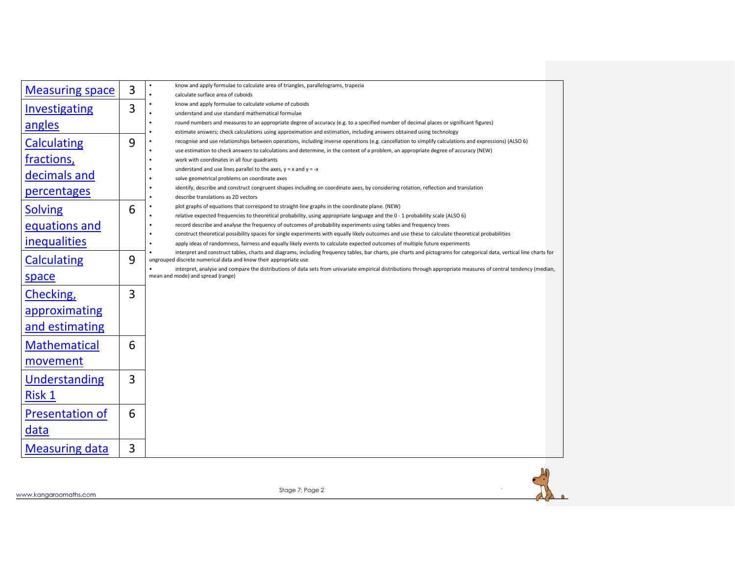| Unit | Weeks | Objectives |
|---|---|---|
| Measuring space | 3 | • know and apply formulae to calculate area of triangles, parallelograms, trapezia<br>• calculate surface area of cuboids<br>• know and apply formulae to calculate volume of cuboids<br>• understand and use standard mathematical formulae<br>• round numbers and measures to an appropriate degree of accuracy (e.g. to a specified number of decimal places or significant figures)<br>• estimate answers; check calculations using approximation and estimation, including answers obtained using technology<br>• recognise and use relationships between operations, including inverse operations (e.g. cancellation to simplify calculations and expressions) (ALSO 6)<br>• use estimation to check answers to calculations and determine, in the context of a problem, an appropriate degree of accuracy (NEW)<br>• work with coordinates in all four quadrants<br>• understand and use lines parallel to the axes, $y = x$ and $y = -x$<br>• solve geometrical problems on coordinate axes<br>• identify, describe and construct congruent shapes including on coordinate axes, by considering rotation, reflection and translation<br>• describe translations as 2D vectors<br>• plot graphs of equations that correspond to straight-line graphs in the coordinate plane. (NEW)<br>• relative expected frequencies to theoretical probability, using appropriate language and the 0 - 1 probability scale (ALSO 6)<br>• record describe and analyse the frequency of outcomes of probability experiments using tables and frequency trees<br>• construct theoretical possibility spaces for single experiments with equally likely outcomes and use these to calculate theoretical probabilities<br>• apply ideas of randomness, fairness and equally likely events to calculate expected outcomes of multiple future experiments<br>• interpret and construct tables, charts and diagrams, including frequency tables, bar charts, pie charts and pictograms for categorical data, vertical line charts for ungrouped discrete numerical data and know their appropriate use<br>• interpret, analyse and compare the distributions of data sets from univariate empirical distributions through appropriate measures of central tendency (median, mean and mode) and spread (range) |
| Investigating angles | 3 | |
| Calculating fractions, decimals and percentages | 9 | |
| Solving equations and inequalities | 6 | |
| Calculating space | 9 | |
| Checking, approximating and estimating | 3 | |
| Mathematical movement | 6 | |
| Understanding Risk 1 | 3 | |
| Presentation of data | 6 | |
| Measuring data | 3 | |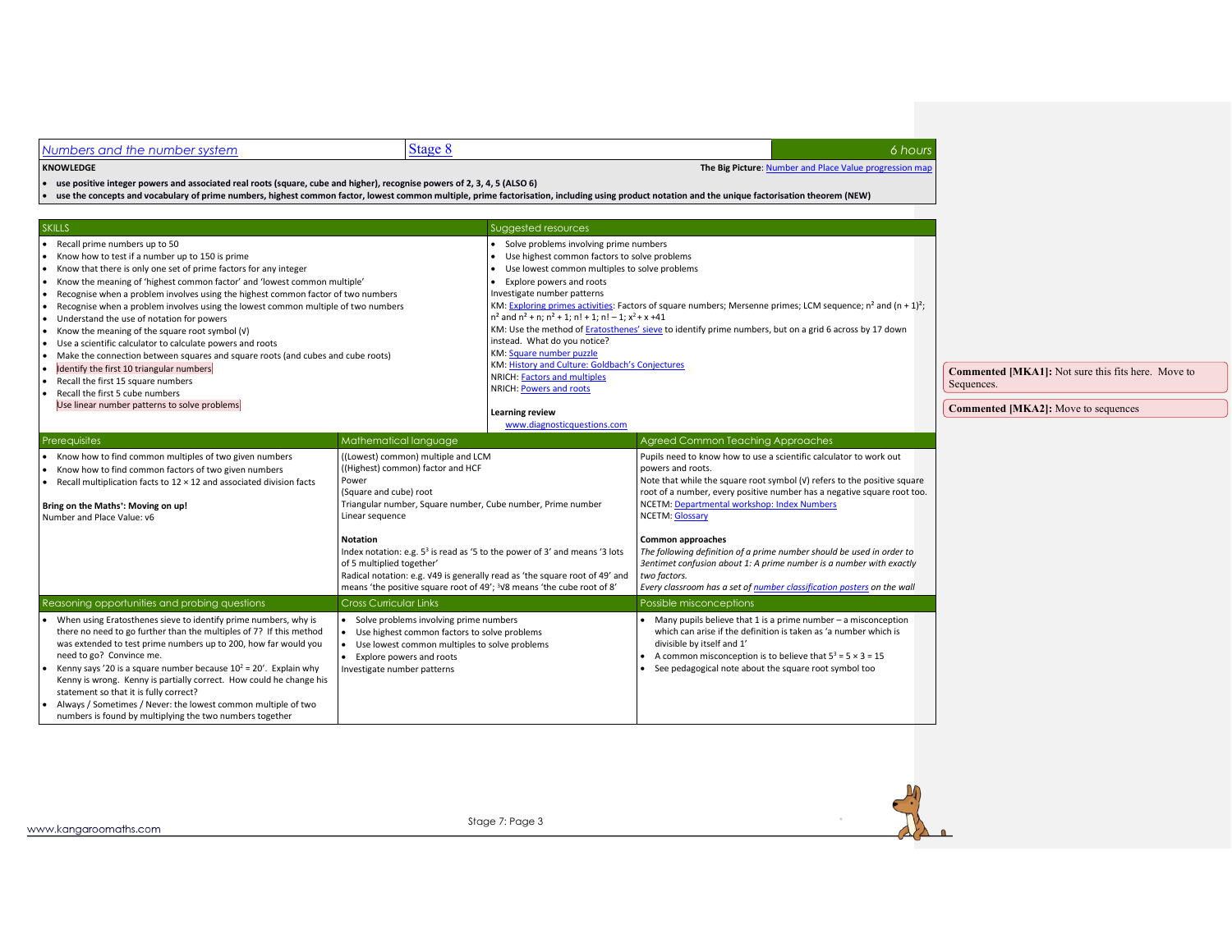| Numbers and the number system | Stage 8 | 6 hours |
|---|---|---|

**KNOWLEDGE**

**The Big Picture**: Number and Place Value progression map

- **use positive integer powers and associated real roots (square, cube and higher), recognise powers of 2, 3, 4, 5 (ALSO 6)**
- **use the concepts and vocabulary of prime numbers, highest common factor, lowest common multiple, prime factorisation, including using product notation and the unique factorisation theorem (NEW)**

| SKILLS | Suggested resources |
|---|---|
| • Recall prime numbers up to 50<br>• Know how to test if a number up to 150 is prime<br>• Know that there is only one set of prime factors for any integer<br>• Know the meaning of 'highest common factor' and 'lowest common multiple'<br>• Recognise when a problem involves using the highest common factor of two numbers<br>• Recognise when a problem involves using the lowest common multiple of two numbers<br>• Understand the use of notation for powers<br>• Know the meaning of the square root symbol (√)<br>• Use a scientific calculator to calculate powers and roots<br>• Make the connection between squares and square roots (and cubes and cube roots)<br>• Identify the first 10 triangular numbers<br>• Recall the first 15 square numbers<br>• Recall the first 5 cube numbers<br>Use linear number patterns to solve problems | • Solve problems involving prime numbers<br>• Use highest common factors to solve problems<br>• Use lowest common multiples to solve problems<br>• Explore powers and roots<br>Investigate number patterns<br>KM: Exploring primes activities: Factors of square numbers; Mersenne primes; LCM sequence; $n^2$ and $(n + 1)^2$; $n^2$ and $n^2 + n$; $n^2 + 1$; $n! + 1$; $n! - 1$; $x^2 + x + 41$<br>KM: Use the method of Eratosthenes' sieve to identify prime numbers, but on a grid 6 across by 17 down instead. What do you notice?<br>KM: Square number puzzle<br>KM: History and Culture: Goldbach's Conjectures<br>NRICH: Factors and multiples<br>NRICH: Powers and roots<br><br>**Learning review**<br>www.diagnosticquestions.com |

| Prerequisites | Mathematical language | Agreed Common Teaching Approaches |
|---|---|---|
| • Know how to find common multiples of two given numbers<br>• Know how to find common factors of two given numbers<br>• Recall multiplication facts to 12 × 12 and associated division facts<br><br>**Bring on the Maths⁺: Moving on up!**<br>Number and Place Value: v6 | ((Lowest) common) multiple and LCM<br>((Highest) common) factor and HCF<br>Power<br>(Square and cube) root<br>Triangular number, Square number, Cube number, Prime number<br>Linear sequence<br><br>**Notation**<br>Index notation: e.g. $5^3$ is read as '5 to the power of 3' and means '3 lots of 5 multiplied together'<br>Radical notation: e.g. √49 is generally read as 'the square root of 49' and means 'the positive square root of 49'; $\sqrt[3]{8}$ means 'the cube root of 8' | Pupils need to know how to use a scientific calculator to work out powers and roots.<br>Note that while the square root symbol (√) refers to the positive square root of a number, every positive number has a negative square root too.<br>NCETM: Departmental workshop: Index Numbers<br>NCETM: Glossary<br><br>**Common approaches**<br>*The following definition of a prime number should be used in order to 3entimet confusion about 1: A prime number is a number with exactly two factors.*<br>*Every classroom has a set of number classification posters on the wall* |

| Reasoning opportunities and probing questions | Cross Curricular Links | Possible misconceptions |
|---|---|---|
| • When using Eratosthenes sieve to identify prime numbers, why is there no need to go further than the multiples of 7? If this method was extended to test prime numbers up to 200, how far would you need to go? Convince me.<br>• Kenny says '20 is a square number because $10^2 = 20$'. Explain why Kenny is wrong. Kenny is partially correct. How could he change his statement so that it is fully correct?<br>• Always / Sometimes / Never: the lowest common multiple of two numbers is found by multiplying the two numbers together | • Solve problems involving prime numbers<br>• Use highest common factors to solve problems<br>• Use lowest common multiples to solve problems<br>• Explore powers and roots<br>Investigate number patterns | • Many pupils believe that 1 is a prime number – a misconception which can arise if the definition is taken as 'a number which is divisible by itself and 1'<br>• A common misconception is to believe that $5^3 = 5 \times 3 = 15$<br>• See pedagogical note about the square root symbol too |

**Commented [MKA1]:** Not sure this fits here. Move to Sequences.

**Commented [MKA2]:** Move to sequences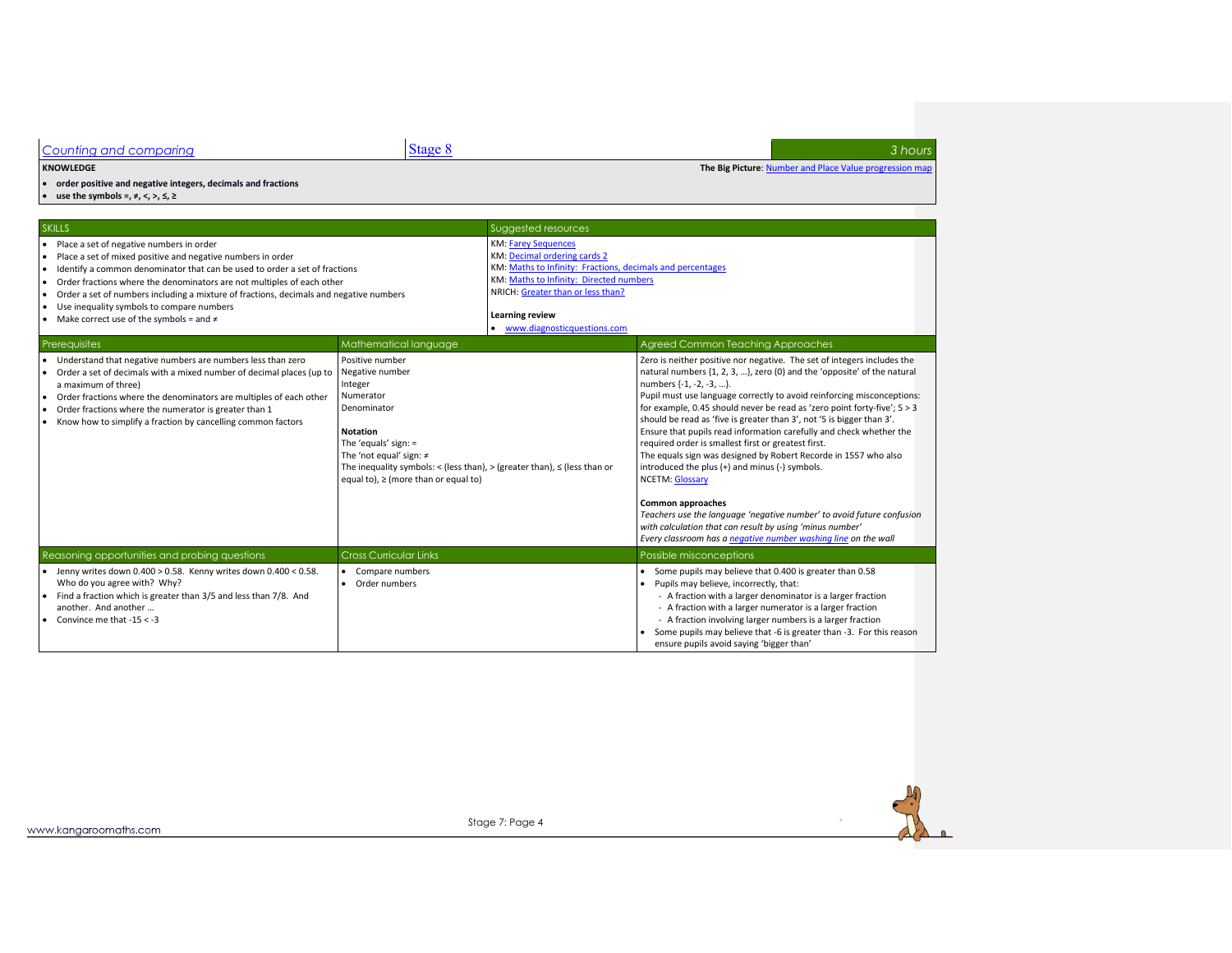## Counting and comparing | Stage 8 | 3 hours

**KNOWLEDGE**

- **order positive and negative integers, decimals and fractions**
- **use the symbols =, ≠, <, >, ≤, ≥**

**The Big Picture**: Number and Place Value progression map

### SKILLS

- Place a set of negative numbers in order
- Place a set of mixed positive and negative numbers in order
- Identify a common denominator that can be used to order a set of fractions
- Order fractions where the denominators are not multiples of each other
- Order a set of numbers including a mixture of fractions, decimals and negative numbers
- Use inequality symbols to compare numbers
- Make correct use of the symbols = and ≠

### Suggested resources

KM: Farey Sequences
KM: Decimal ordering cards 2
KM: Maths to Infinity: Fractions, decimals and percentages
KM: Maths to Infinity: Directed numbers
NRICH: Greater than or less than?

**Learning review**

- www.diagnosticquestions.com

### Prerequisites

- Understand that negative numbers are numbers less than zero
- Order a set of decimals with a mixed number of decimal places (up to a maximum of three)
- Order fractions where the denominators are multiples of each other
- Order fractions where the numerator is greater than 1
- Know how to simplify a fraction by cancelling common factors

### Mathematical language

Positive number
Negative number
Integer
Numerator
Denominator

**Notation**

The 'equals' sign: =
The 'not equal' sign: ≠
The inequality symbols: < (less than), > (greater than), ≤ (less than or equal to), ≥ (more than or equal to)

### Agreed Common Teaching Approaches

Zero is neither positive nor negative. The set of integers includes the natural numbers {1, 2, 3, …}, zero (0) and the 'opposite' of the natural numbers {-1, -2, -3, …}.
Pupil must use language correctly to avoid reinforcing misconceptions: for example, 0.45 should never be read as 'zero point forty-five'; 5 > 3 should be read as 'five is greater than 3', not '5 is bigger than 3'.
Ensure that pupils read information carefully and check whether the required order is smallest first or greatest first.
The equals sign was designed by Robert Recorde in 1557 who also introduced the plus (+) and minus (-) symbols.
NCETM: Glossary

**Common approaches**

*Teachers use the language 'negative number' to avoid future confusion with calculation that can result by using 'minus number'*
*Every classroom has a negative number washing line on the wall*

### Reasoning opportunities and probing questions

- Jenny writes down 0.400 > 0.58. Kenny writes down 0.400 < 0.58. Who do you agree with? Why?
- Find a fraction which is greater than 3/5 and less than 7/8. And another. And another …
- Convince me that -15 < -3

### Cross Curricular Links

- Compare numbers
- Order numbers

### Possible misconceptions

- Some pupils may believe that 0.400 is greater than 0.58
- Pupils may believe, incorrectly, that:
  - A fraction with a larger denominator is a larger fraction
  - A fraction with a larger numerator is a larger fraction
  - A fraction involving larger numbers is a larger fraction
- Some pupils may believe that -6 is greater than -3. For this reason ensure pupils avoid saying 'bigger than'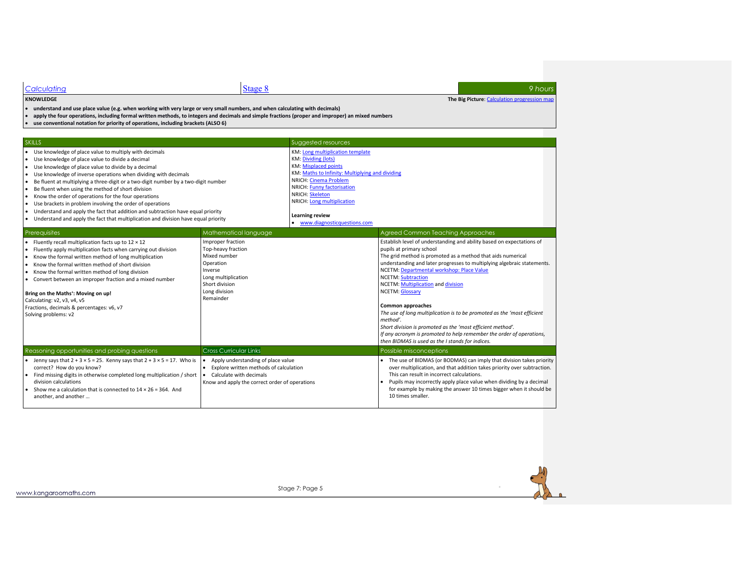Calculating | Stage 8 | 9 hours

**KNOWLEDGE**

**The Big Picture**: Calculation progression map

- **understand and use place value (e.g. when working with very large or very small numbers, and when calculating with decimals)**
- **apply the four operations, including formal written methods, to integers and decimals and simple fractions (proper and improper) an mixed numbers**
- **use conventional notation for priority of operations, including brackets (ALSO 6)**

| SKILLS | Suggested resources |
|---|---|
| • Use knowledge of place value to multiply with decimals<br>• Use knowledge of place value to divide a decimal<br>• Use knowledge of place value to divide by a decimal<br>• Use knowledge of inverse operations when dividing with decimals<br>• Be fluent at multiplying a three-digit or a two-digit number by a two-digit number<br>• Be fluent when using the method of short division<br>• Know the order of operations for the four operations<br>• Use brackets in problem involving the order of operations<br>• Understand and apply the fact that addition and subtraction have equal priority<br>• Understand and apply the fact that multiplication and division have equal priority | KM: Long multiplication template<br>KM: Dividing (lots)<br>KM: Misplaced points<br>KM: Maths to Infinity: Multiplying and dividing<br>NRICH: Cinema Problem<br>NRICH: Funny factorisation<br>NRICH: Skeleton<br>NRICH: Long multiplication<br><br>**Learning review**<br>• www.diagnosticquestions.com |

| Prerequisites | Mathematical language | Agreed Common Teaching Approaches |
|---|---|---|
| • Fluently recall multiplication facts up to 12 × 12<br>• Fluently apply multiplication facts when carrying out division<br>• Know the formal written method of long multiplication<br>• Know the formal written method of short division<br>• Know the formal written method of long division<br>• Convert between an improper fraction and a mixed number<br><br>**Bring on the Maths⁺: Moving on up!**<br>Calculating: v2, v3, v4, v5<br>Fractions, decimals & percentages: v6, v7<br>Solving problems: v2 | Improper fraction<br>Top-heavy fraction<br>Mixed number<br>Operation<br>Inverse<br>Long multiplication<br>Short division<br>Long division<br>Remainder | Establish level of understanding and ability based on expectations of pupils at primary school<br>The grid method is promoted as a method that aids numerical understanding and later progresses to multiplying algebraic statements.<br>NCETM: Departmental workshop: Place Value<br>NCETM: Subtraction<br>NCETM: Multiplication and division<br>NCETM: Glossary<br><br>**Common approaches**<br>*The use of long multiplication is to be promoted as the 'most efficient method'.*<br>*Short division is promoted as the 'most efficient method'.*<br>*If any acronym is promoted to help remember the order of operations, then BIDMAS is used as the I stands for indices.* |

| Reasoning opportunities and probing questions | Cross Curricular Links | Possible misconceptions |
|---|---|---|
| • Jenny says that $2 + 3 \times 5 = 25$. Kenny says that $2 + 3 \times 5 = 17$. Who is correct? How do you know?<br>• Find missing digits in otherwise completed long multiplication / short division calculations<br>• Show me a calculation that is connected to $14 \times 26 = 364$. And another, and another … | • Apply understanding of place value<br>• Explore written methods of calculation<br>• Calculate with decimals<br>Know and apply the correct order of operations | • The use of BIDMAS (or BODMAS) can imply that division takes priority over multiplication, and that addition takes priority over subtraction. This can result in incorrect calculations.<br>• Pupils may incorrectly apply place value when dividing by a decimal for example by making the answer 10 times bigger when it should be 10 times smaller. |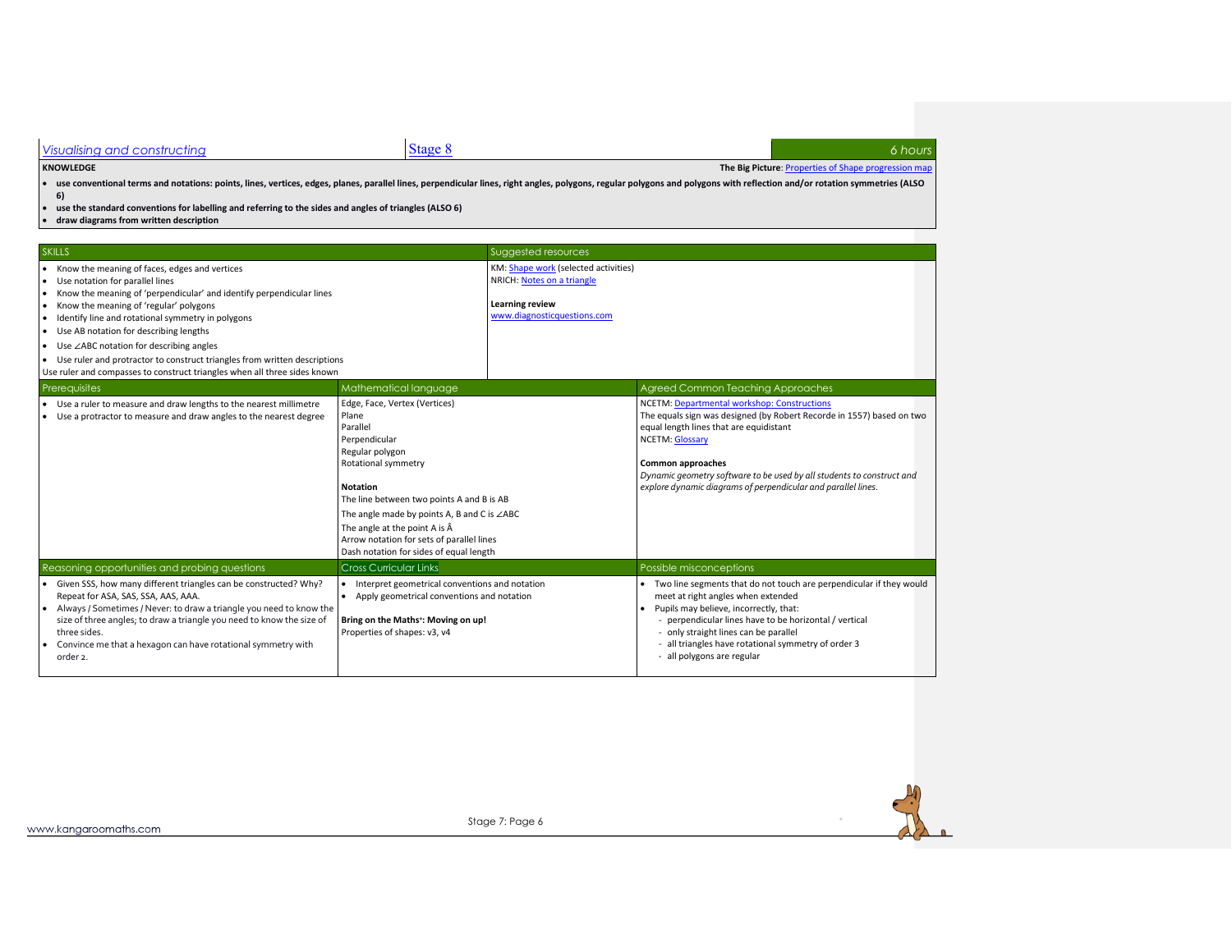## Visualising and constructing

Stage 8 | 6 hours

**KNOWLEDGE**

**The Big Picture**: Properties of Shape progression map

- **use conventional terms and notations: points, lines, vertices, edges, planes, parallel lines, perpendicular lines, right angles, polygons, regular polygons and polygons with reflection and/or rotation symmetries (ALSO 6)**
- **use the standard conventions for labelling and referring to the sides and angles of triangles (ALSO 6)**
- **draw diagrams from written description**

### SKILLS

- Know the meaning of faces, edges and vertices
- Use notation for parallel lines
- Know the meaning of 'perpendicular' and identify perpendicular lines
- Know the meaning of 'regular' polygons
- Identify line and rotational symmetry in polygons
- Use AB notation for describing lengths
- Use ∠ABC notation for describing angles
- Use ruler and protractor to construct triangles from written descriptions

Use ruler and compasses to construct triangles when all three sides known

### Suggested resources

KM: Shape work (selected activities)
NRICH: Notes on a triangle

**Learning review**
www.diagnosticquestions.com

### Prerequisites

- Use a ruler to measure and draw lengths to the nearest millimetre
- Use a protractor to measure and draw angles to the nearest degree

### Mathematical language

Edge, Face, Vertex (Vertices)
Plane
Parallel
Perpendicular
Regular polygon
Rotational symmetry

**Notation**

The line between two points A and B is AB
The angle made by points A, B and C is ∠ABC
The angle at the point A is Â
Arrow notation for sets of parallel lines
Dash notation for sides of equal length

### Agreed Common Teaching Approaches

NCETM: Departmental workshop: Constructions
The equals sign was designed (by Robert Recorde in 1557) based on two equal length lines that are equidistant
NCETM: Glossary

**Common approaches**
*Dynamic geometry software to be used by all students to construct and explore dynamic diagrams of perpendicular and parallel lines.*

### Reasoning opportunities and probing questions

- Given SSS, how many different triangles can be constructed? Why? Repeat for ASA, SAS, SSA, AAS, AAA.
- Always / Sometimes / Never: to draw a triangle you need to know the size of three angles; to draw a triangle you need to know the size of three sides.
- Convince me that a hexagon can have rotational symmetry with order 2.

### Cross Curricular Links

- Interpret geometrical conventions and notation
- Apply geometrical conventions and notation

**Bring on the Maths⁺: Moving on up!**
Properties of shapes: v3, v4

### Possible misconceptions

- Two line segments that do not touch are perpendicular if they would meet at right angles when extended
- Pupils may believe, incorrectly, that:
  - perpendicular lines have to be horizontal / vertical
  - only straight lines can be parallel
  - all triangles have rotational symmetry of order 3
  - all polygons are regular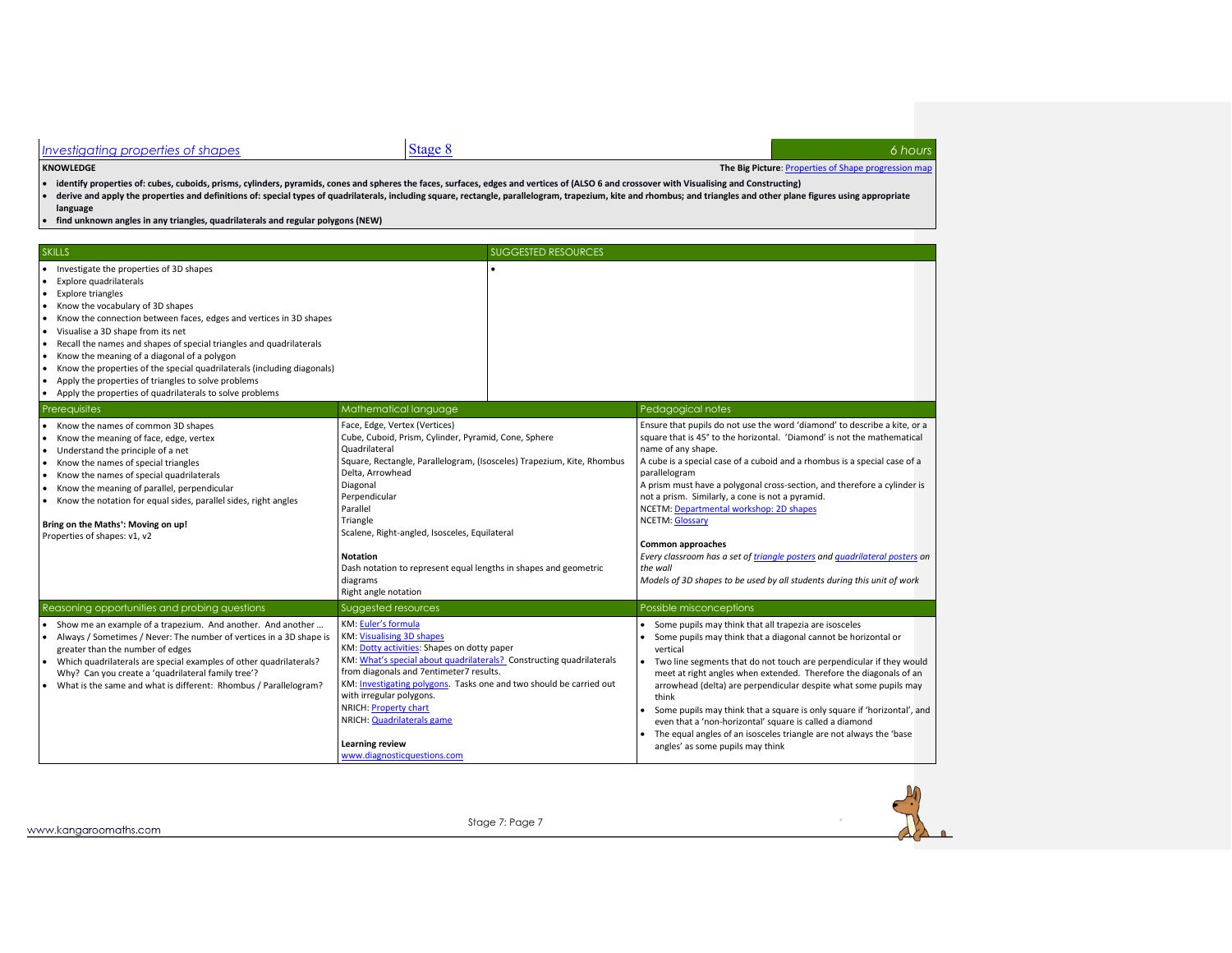| Investigating properties of shapes | Stage 8 | 6 hours |
|---|---|---|

**KNOWLEDGE**

**The Big Picture**: Properties of Shape progression map

- **identify properties of: cubes, cuboids, prisms, cylinders, pyramids, cones and spheres the faces, surfaces, edges and vertices of (ALSO 6 and crossover with Visualising and Constructing)**
- **derive and apply the properties and definitions of: special types of quadrilaterals, including square, rectangle, parallelogram, trapezium, kite and rhombus; and triangles and other plane figures using appropriate language**
- **find unknown angles in any triangles, quadrilaterals and regular polygons (NEW)**

| SKILLS | SUGGESTED RESOURCES |
|---|---|
| • Investigate the properties of 3D shapes<br>• Explore quadrilaterals<br>• Explore triangles<br>• Know the vocabulary of 3D shapes<br>• Know the connection between faces, edges and vertices in 3D shapes<br>• Visualise a 3D shape from its net<br>• Recall the names and shapes of special triangles and quadrilaterals<br>• Know the meaning of a diagonal of a polygon<br>• Know the properties of the special quadrilaterals (including diagonals)<br>• Apply the properties of triangles to solve problems<br>• Apply the properties of quadrilaterals to solve problems | • |

| Prerequisites | Mathematical language | Pedagogical notes |
|---|---|---|
| • Know the names of common 3D shapes<br>• Know the meaning of face, edge, vertex<br>• Understand the principle of a net<br>• Know the names of special triangles<br>• Know the names of special quadrilaterals<br>• Know the meaning of parallel, perpendicular<br>• Know the notation for equal sides, parallel sides, right angles<br><br>**Bring on the Maths⁺: Moving on up!**<br>Properties of shapes: v1, v2 | Face, Edge, Vertex (Vertices)<br>Cube, Cuboid, Prism, Cylinder, Pyramid, Cone, Sphere<br>Quadrilateral<br>Square, Rectangle, Parallelogram, (Isosceles) Trapezium, Kite, Rhombus<br>Delta, Arrowhead<br>Diagonal<br>Perpendicular<br>Parallel<br>Triangle<br>Scalene, Right-angled, Isosceles, Equilateral<br><br>**Notation**<br>Dash notation to represent equal lengths in shapes and geometric diagrams<br>Right angle notation | Ensure that pupils do not use the word 'diamond' to describe a kite, or a square that is 45° to the horizontal. 'Diamond' is not the mathematical name of any shape.<br>A cube is a special case of a cuboid and a rhombus is a special case of a parallelogram<br>A prism must have a polygonal cross-section, and therefore a cylinder is not a prism. Similarly, a cone is not a pyramid.<br>NCETM: Departmental workshop: 2D shapes<br>NCETM: Glossary<br><br>**Common approaches**<br>*Every classroom has a set of triangle posters and quadrilateral posters on the wall*<br>*Models of 3D shapes to be used by all students during this unit of work* |

| Reasoning opportunities and probing questions | Suggested resources | Possible misconceptions |
|---|---|---|
| • Show me an example of a trapezium. And another. And another …<br>• Always / Sometimes / Never: The number of vertices in a 3D shape is greater than the number of edges<br>• Which quadrilaterals are special examples of other quadrilaterals? Why? Can you create a 'quadrilateral family tree'?<br>• What is the same and what is different: Rhombus / Parallelogram? | KM: Euler's formula<br>KM: Visualising 3D shapes<br>KM: Dotty activities: Shapes on dotty paper<br>KM: What's special about quadrilaterals? Constructing quadrilaterals from diagonals and 7entimeter7 results.<br>KM: Investigating polygons. Tasks one and two should be carried out with irregular polygons.<br>NRICH: Property chart<br>NRICH: Quadrilaterals game<br><br>**Learning review**<br>www.diagnosticquestions.com | • Some pupils may think that all trapezia are isosceles<br>• Some pupils may think that a diagonal cannot be horizontal or vertical<br>• Two line segments that do not touch are perpendicular if they would meet at right angles when extended. Therefore the diagonals of an arrowhead (delta) are perpendicular despite what some pupils may think<br>• Some pupils may think that a square is only square if 'horizontal', and even that a 'non-horizontal' square is called a diamond<br>• The equal angles of an isosceles triangle are not always the 'base angles' as some pupils may think |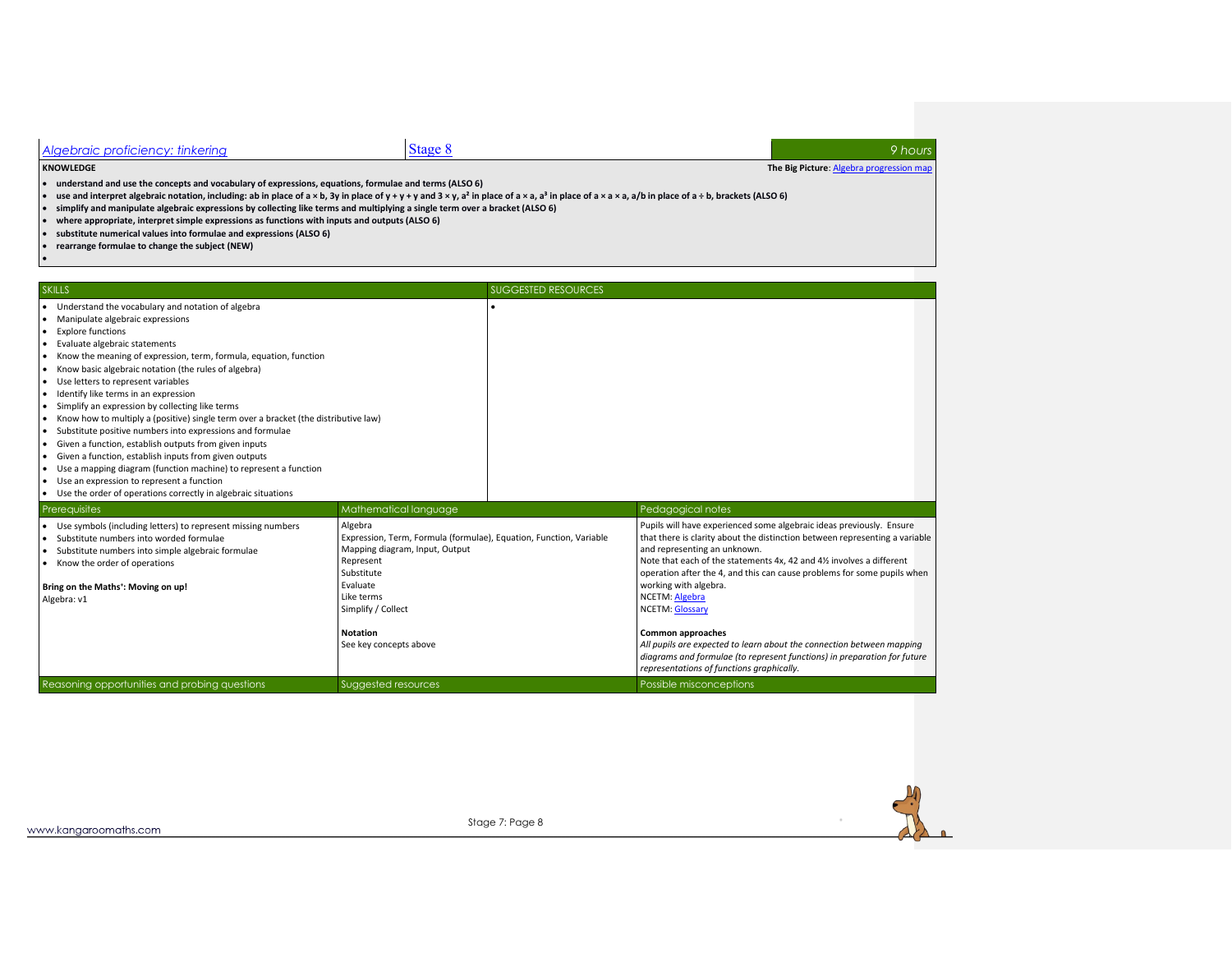[Algebraic proficiency: tinkering](#) | [Stage 8](#) | 9 hours

**KNOWLEDGE** — **The Big Picture**: [Algebra progression map](#)

- **understand and use the concepts and vocabulary of expressions, equations, formulae and terms (ALSO 6)**
- **use and interpret algebraic notation, including: ab in place of a × b, 3y in place of y + y + y and 3 × y, $a^2$ in place of a × a, $a^3$ in place of a × a × a, a/b in place of a ÷ b, brackets (ALSO 6)**
- **simplify and manipulate algebraic expressions by collecting like terms and multiplying a single term over a bracket (ALSO 6)**
- **where appropriate, interpret simple expressions as functions with inputs and outputs (ALSO 6)**
- **substitute numerical values into formulae and expressions (ALSO 6)**
- **rearrange formulae to change the subject (NEW)**

## SKILLS

- Understand the vocabulary and notation of algebra
- Manipulate algebraic expressions
- Explore functions
- Evaluate algebraic statements
- Know the meaning of expression, term, formula, equation, function
- Know basic algebraic notation (the rules of algebra)
- Use letters to represent variables
- Identify like terms in an expression
- Simplify an expression by collecting like terms
- Know how to multiply a (positive) single term over a bracket (the distributive law)
- Substitute positive numbers into expressions and formulae
- Given a function, establish outputs from given inputs
- Given a function, establish inputs from given outputs
- Use a mapping diagram (function machine) to represent a function
- Use an expression to represent a function
- Use the order of operations correctly in algebraic situations

## SUGGESTED RESOURCES

## Prerequisites

- Use symbols (including letters) to represent missing numbers
- Substitute numbers into worded formulae
- Substitute numbers into simple algebraic formulae
- Know the order of operations

**Bring on the Maths⁺: Moving on up!**
Algebra: v1

## Mathematical language

Algebra
Expression, Term, Formula (formulae), Equation, Function, Variable
Mapping diagram, Input, Output
Represent
Substitute
Evaluate
Like terms
Simplify / Collect

**Notation**
See key concepts above

## Pedagogical notes

Pupils will have experienced some algebraic ideas previously. Ensure that there is clarity about the distinction between representing a variable and representing an unknown.
Note that each of the statements 4x, 42 and 4½ involves a different operation after the 4, and this can cause problems for some pupils when working with algebra.
NCETM: [Algebra](#)
NCETM: [Glossary](#)

**Common approaches**
*All pupils are expected to learn about the connection between mapping diagrams and formulae (to represent functions) in preparation for future representations of functions graphically.*

## Reasoning opportunities and probing questions

## Suggested resources

## Possible misconceptions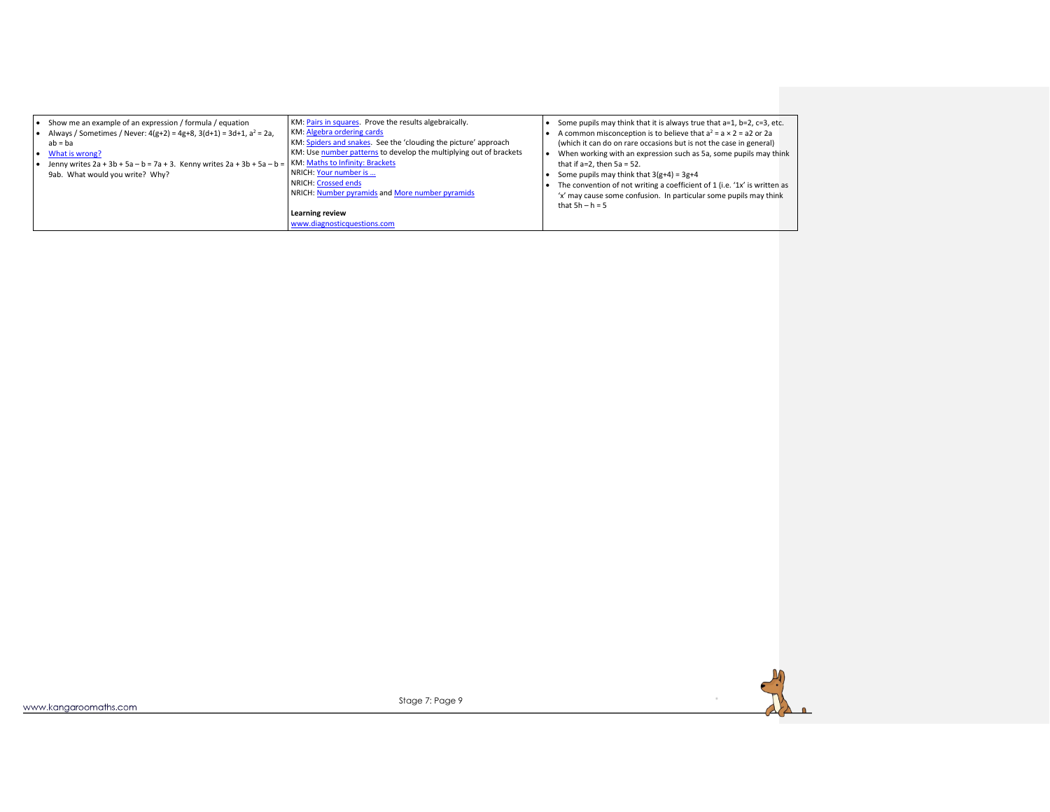| | | |
|---|---|---|
| • Show me an example of an expression / formula / equation<br>• Always / Sometimes / Never: $4(g+2) = 4g+8$, $3(d+1) = 3d+1$, $a^2 = 2a$, $ab = ba$<br>• What is wrong?<br>• Jenny writes $2a + 3b + 5a - b = 7a + 3$. Kenny writes $2a + 3b + 5a - b = 9ab$. What would you write? Why? | KM: Pairs in squares. Prove the results algebraically.<br>KM: Algebra ordering cards<br>KM: Spiders and snakes. See the 'clouding the picture' approach<br>KM: Use number patterns to develop the multiplying out of brackets<br>KM: Maths to Infinity: Brackets<br>NRICH: Your number is …<br>NRICH: Crossed ends<br>NRICH: Number pyramids and More number pyramids<br><br>**Learning review**<br>www.diagnosticquestions.com | • Some pupils may think that it is always true that a=1, b=2, c=3, etc.<br>• A common misconception is to believe that $a^2 = a \times 2 = a2$ or $2a$ (which it can do on rare occasions but is not the case in general)<br>• When working with an expression such as 5a, some pupils may think that if a=2, then 5a = 52.<br>• Some pupils may think that $3(g+4) = 3g+4$<br>• The convention of not writing a coefficient of 1 (i.e. '1x' is written as 'x' may cause some confusion. In particular some pupils may think that $5h - h = 5$ |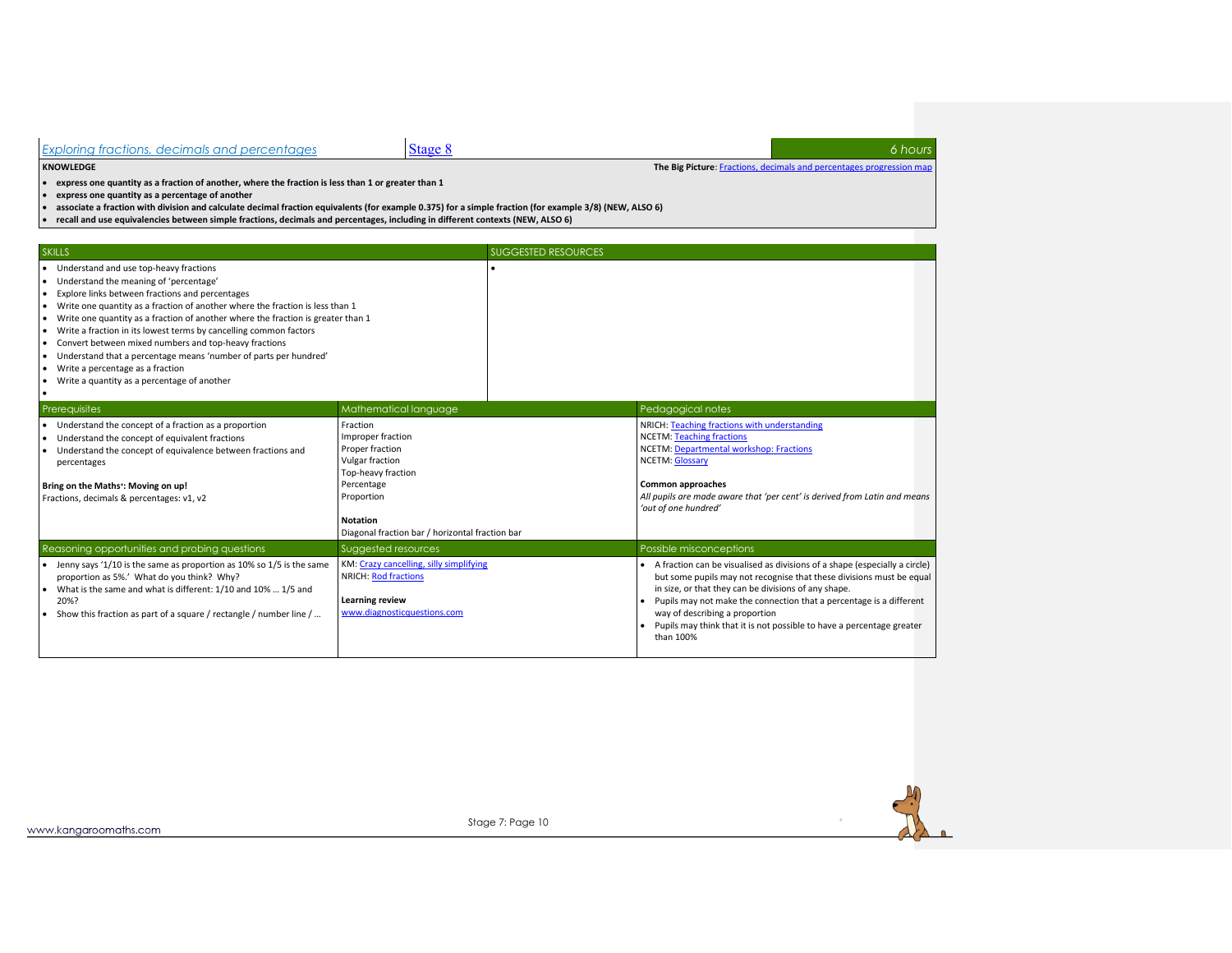# Exploring fractions, decimals and percentages

Stage 8 | 6 hours

**KNOWLEDGE**

**The Big Picture**: Fractions, decimals and percentages progression map

- **express one quantity as a fraction of another, where the fraction is less than 1 or greater than 1**
- **express one quantity as a percentage of another**
- **associate a fraction with division and calculate decimal fraction equivalents (for example 0.375) for a simple fraction (for example 3/8) (NEW, ALSO 6)**
- **recall and use equivalencies between simple fractions, decimals and percentages, including in different contexts (NEW, ALSO 6)**

| SKILLS | SUGGESTED RESOURCES |
| --- | --- |
| • Understand and use top-heavy fractions<br>• Understand the meaning of 'percentage'<br>• Explore links between fractions and percentages<br>• Write one quantity as a fraction of another where the fraction is less than 1<br>• Write one quantity as a fraction of another where the fraction is greater than 1<br>• Write a fraction in its lowest terms by cancelling common factors<br>• Convert between mixed numbers and top-heavy fractions<br>• Understand that a percentage means 'number of parts per hundred'<br>• Write a percentage as a fraction<br>• Write a quantity as a percentage of another<br>• | • |

| Prerequisites | Mathematical language | Pedagogical notes |
| --- | --- | --- |
| • Understand the concept of a fraction as a proportion<br>• Understand the concept of equivalent fractions<br>• Understand the concept of equivalence between fractions and percentages<br><br>**Bring on the Maths⁺: Moving on up!**<br>Fractions, decimals & percentages: v1, v2 | Fraction<br>Improper fraction<br>Proper fraction<br>Vulgar fraction<br>Top-heavy fraction<br>Percentage<br>Proportion<br><br>**Notation**<br>Diagonal fraction bar / horizontal fraction bar | NRICH: Teaching fractions with understanding<br>NCETM: Teaching fractions<br>NCETM: Departmental workshop: Fractions<br>NCETM: Glossary<br><br>**Common approaches**<br>*All pupils are made aware that 'per cent' is derived from Latin and means 'out of one hundred'* |

| Reasoning opportunities and probing questions | Suggested resources | Possible misconceptions |
| --- | --- | --- |
| • Jenny says '1/10 is the same as proportion as 10% so 1/5 is the same proportion as 5%.' What do you think? Why?<br>• What is the same and what is different: 1/10 and 10% … 1/5 and 20%?<br>• Show this fraction as part of a square / rectangle / number line / … | KM: Crazy cancelling, silly simplifying<br>NRICH: Rod fractions<br><br>**Learning review**<br>www.diagnosticquestions.com | • A fraction can be visualised as divisions of a shape (especially a circle) but some pupils may not recognise that these divisions must be equal in size, or that they can be divisions of any shape.<br>• Pupils may not make the connection that a percentage is a different way of describing a proportion<br>• Pupils may think that it is not possible to have a percentage greater than 100% |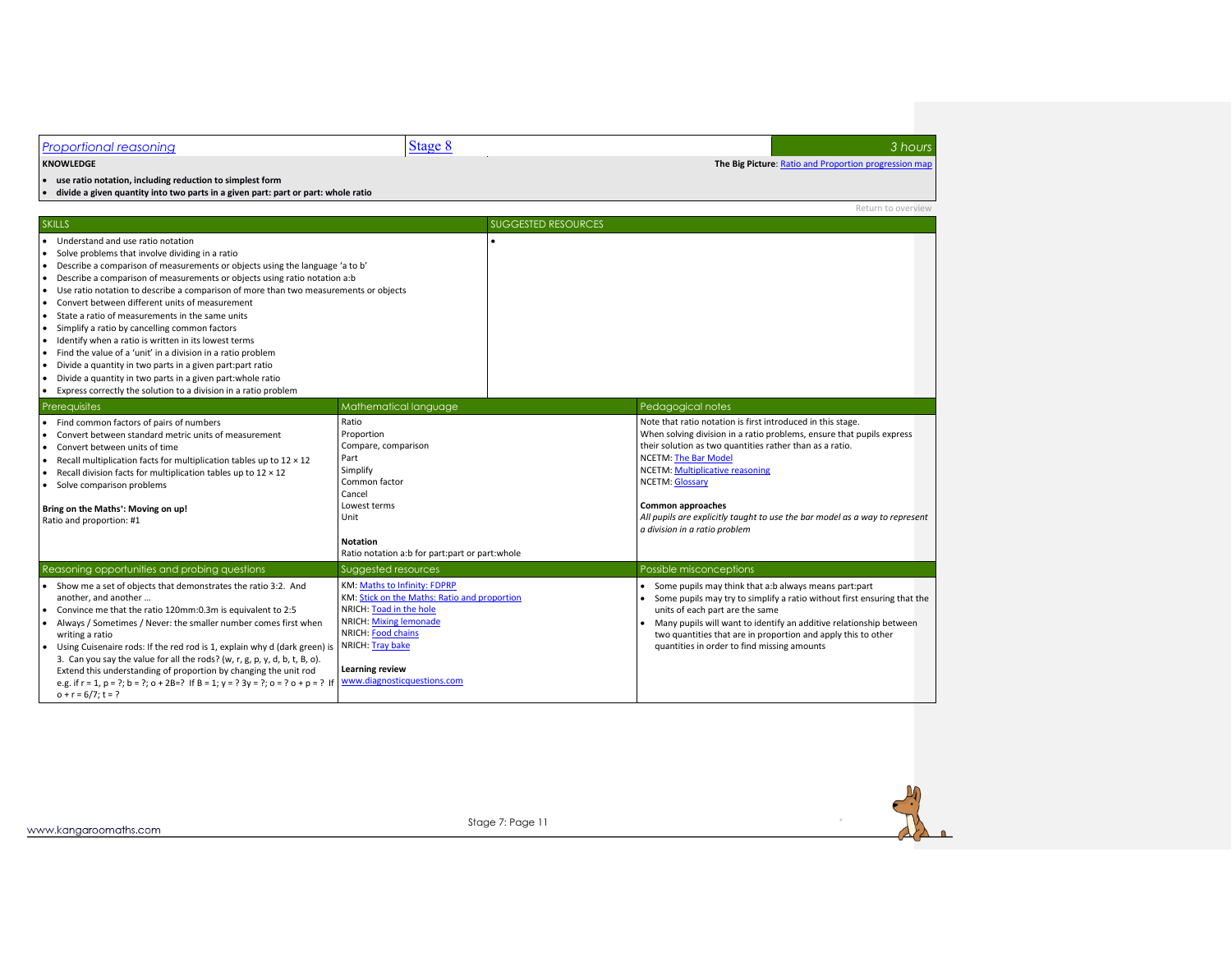# Proportional reasoning

Stage 8 — 3 hours

**KNOWLEDGE**

**The Big Picture**: Ratio and Proportion progression map

- **use ratio notation, including reduction to simplest form**
- **divide a given quantity into two parts in a given part: part or part: whole ratio**

Return to overview

| SKILLS | SUGGESTED RESOURCES |
|---|---|
| • Understand and use ratio notation<br>• Solve problems that involve dividing in a ratio<br>• Describe a comparison of measurements or objects using the language 'a to b'<br>• Describe a comparison of measurements or objects using ratio notation a:b<br>• Use ratio notation to describe a comparison of more than two measurements or objects<br>• Convert between different units of measurement<br>• State a ratio of measurements in the same units<br>• Simplify a ratio by cancelling common factors<br>• Identify when a ratio is written in its lowest terms<br>• Find the value of a 'unit' in a division in a ratio problem<br>• Divide a quantity in two parts in a given part:part ratio<br>• Divide a quantity in two parts in a given part:whole ratio<br>• Express correctly the solution to a division in a ratio problem | • |

| Prerequisites | Mathematical language | Pedagogical notes |
|---|---|---|
| • Find common factors of pairs of numbers<br>• Convert between standard metric units of measurement<br>• Convert between units of time<br>• Recall multiplication facts for multiplication tables up to 12 × 12<br>• Recall division facts for multiplication tables up to 12 × 12<br>• Solve comparison problems<br><br>**Bring on the Maths⁺: Moving on up!**<br>Ratio and proportion: #1 | Ratio<br>Proportion<br>Compare, comparison<br>Part<br>Simplify<br>Common factor<br>Cancel<br>Lowest terms<br>Unit<br><br>**Notation**<br>Ratio notation a:b for part:part or part:whole | Note that ratio notation is first introduced in this stage.<br>When solving division in a ratio problems, ensure that pupils express their solution as two quantities rather than as a ratio.<br>NCETM: The Bar Model<br>NCETM: Multiplicative reasoning<br>NCETM: Glossary<br><br>**Common approaches**<br>*All pupils are explicitly taught to use the bar model as a way to represent a division in a ratio problem* |

| Reasoning opportunities and probing questions | Suggested resources | Possible misconceptions |
|---|---|---|
| • Show me a set of objects that demonstrates the ratio 3:2. And another, and another …<br>• Convince me that the ratio 120mm:0.3m is equivalent to 2:5<br>• Always / Sometimes / Never: the smaller number comes first when writing a ratio<br>• Using Cuisenaire rods: If the red rod is 1, explain why d (dark green) is 3. Can you say the value for all the rods? (w, r, g, p, y, d, b, t, B, o). Extend this understanding of proportion by changing the unit rod e.g. if r = 1, p = ?; b = ?; o + 2B=? If B = 1; y = ? 3y = ?; o = ? o + p = ? If o + r = 6/7; t = ? | KM: Maths to Infinity: FDPRP<br>KM: Stick on the Maths: Ratio and proportion<br>NRICH: Toad in the hole<br>NRICH: Mixing lemonade<br>NRICH: Food chains<br>NRICH: Tray bake<br><br>**Learning review**<br>www.diagnosticquestions.com | • Some pupils may think that a:b always means part:part<br>• Some pupils may try to simplify a ratio without first ensuring that the units of each part are the same<br>• Many pupils will want to identify an additive relationship between two quantities that are in proportion and apply this to other quantities in order to find missing amounts |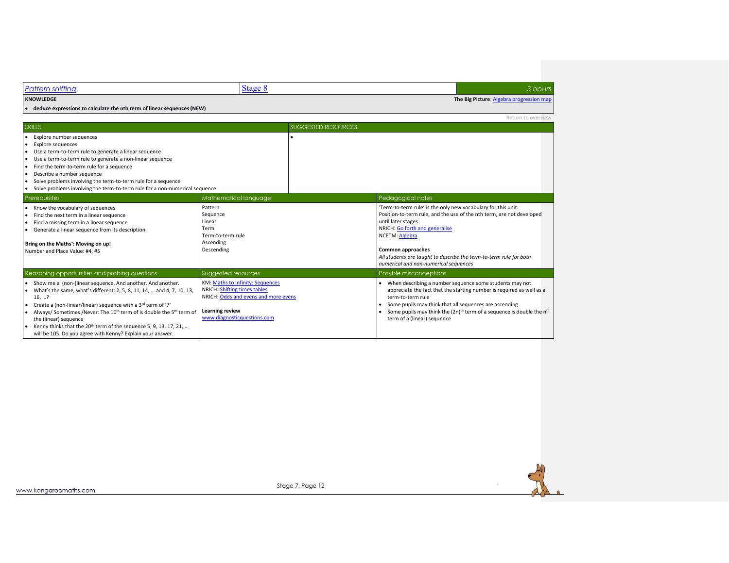| Pattern sniffing | Stage 8 | 3 hours |
|---|---|---|

**KNOWLEDGE**

**The Big Picture**: Algebra progression map

- **deduce expressions to calculate the nth term of linear sequences (NEW)**

Return to overview

| SKILLS | SUGGESTED RESOURCES |
|---|---|
| • Explore number sequences<br>• Explore sequences<br>• Use a term-to-term rule to generate a linear sequence<br>• Use a term-to-term rule to generate a non-linear sequence<br>• Find the term-to-term rule for a sequence<br>• Describe a number sequence<br>• Solve problems involving the term-to-term rule for a sequence<br>• Solve problems involving the term-to-term rule for a non-numerical sequence | • |

| Prerequisites | Mathematical language | Pedagogical notes |
|---|---|---|
| • Know the vocabulary of sequences<br>• Find the next term in a linear sequence<br>• Find a missing term in a linear sequence<br>• Generate a linear sequence from its description<br><br>**Bring on the Maths⁺: Moving on up!**<br>Number and Place Value: #4, #5 | Pattern<br>Sequence<br>Linear<br>Term<br>Term-to-term rule<br>Ascending<br>Descending | 'Term-to-term rule' is the only new vocabulary for this unit.<br>Position-to-term rule, and the use of the nth term, are not developed until later stages.<br>NRICH: Go forth and generalise<br>NCETM: Algebra<br><br>**Common approaches**<br>*All students are taught to describe the term-to-term rule for both numerical and non-numerical sequences* |

| Reasoning opportunities and probing questions | Suggested resources | Possible misconceptions |
|---|---|---|
| • Show me a (non-)linear sequence. And another. And another.<br>• What's the same, what's different: 2, 5, 8, 11, 14, … and 4, 7, 10, 13, 16, …?<br>• Create a (non-linear/linear) sequence with a 3rd term of '7'<br>• Always/ Sometimes /Never: The 10th term of is double the 5th term of the (linear) sequence<br>• Kenny thinks that the 20th term of the sequence 5, 9, 13, 17, 21, … will be 105. Do you agree with Kenny? Explain your answer. | KM: Maths to Infinity: Sequences<br>NRICH: Shifting times tables<br>NRICH: Odds and evens and more evens<br><br>**Learning review**<br>www.diagnosticquestions.com | • When describing a number sequence some students may not appreciate the fact that the starting number is required as well as a term-to-term rule<br>• Some pupils may think that all sequences are ascending<br>• Some pupils may think the $(2n)^{th}$ term of a sequence is double the $n^{th}$ term of a (linear) sequence |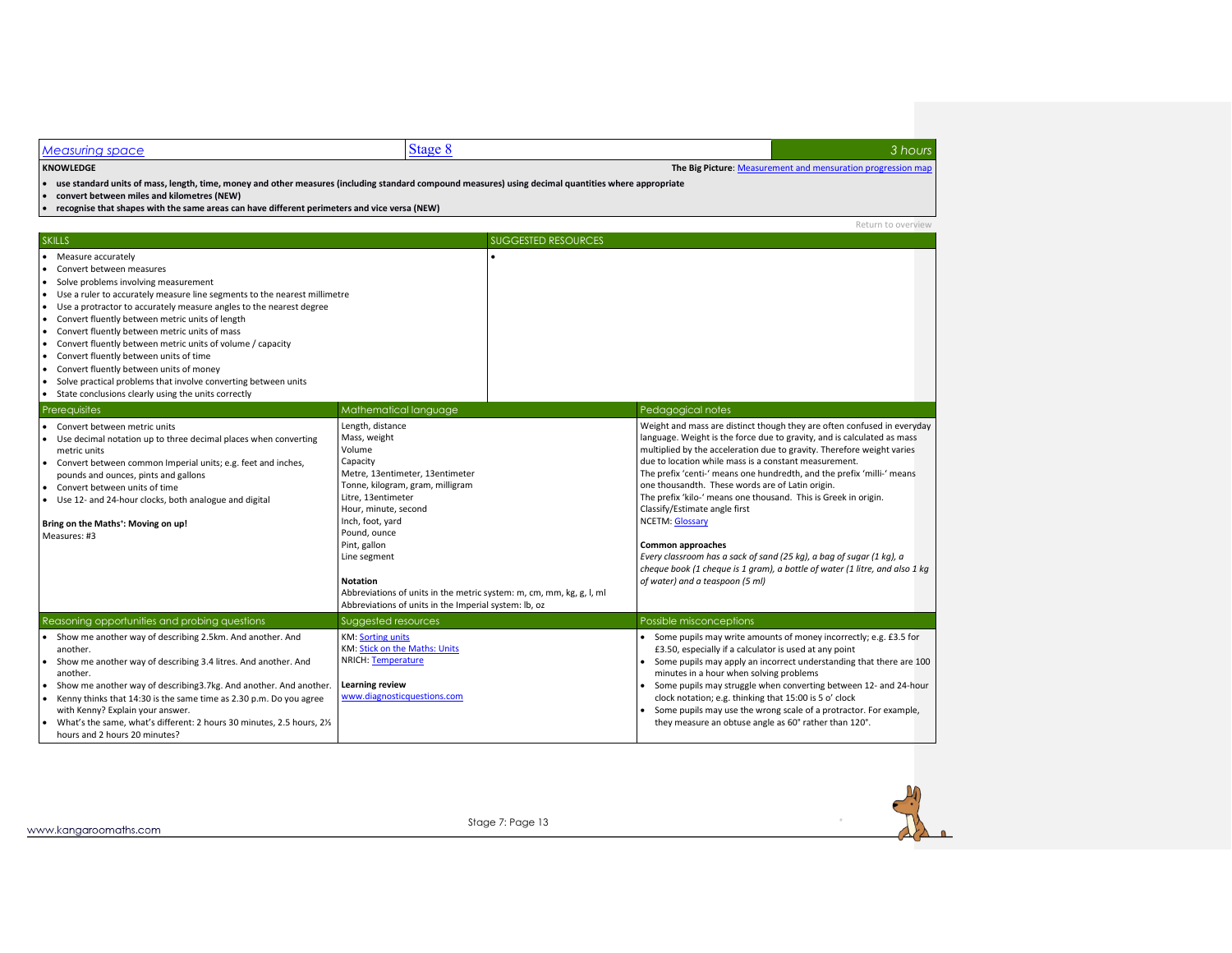| Measuring space | Stage 8 | 3 hours |
|---|---|---|

**KNOWLEDGE**

**The Big Picture**: Measurement and mensuration progression map

- **use standard units of mass, length, time, money and other measures (including standard compound measures) using decimal quantities where appropriate**
- **convert between miles and kilometres (NEW)**
- **recognise that shapes with the same areas can have different perimeters and vice versa (NEW)**

Return to overview

| SKILLS | SUGGESTED RESOURCES |
|---|---|
| • Measure accurately<br>• Convert between measures<br>• Solve problems involving measurement<br>• Use a ruler to accurately measure line segments to the nearest millimetre<br>• Use a protractor to accurately measure angles to the nearest degree<br>• Convert fluently between metric units of length<br>• Convert fluently between metric units of mass<br>• Convert fluently between metric units of volume / capacity<br>• Convert fluently between units of time<br>• Convert fluently between units of money<br>• Solve practical problems that involve converting between units<br>• State conclusions clearly using the units correctly | • |

| Prerequisites | Mathematical language | Pedagogical notes |
|---|---|---|
| • Convert between metric units<br>• Use decimal notation up to three decimal places when converting metric units<br>• Convert between common Imperial units; e.g. feet and inches, pounds and ounces, pints and gallons<br>• Convert between units of time<br>• Use 12- and 24-hour clocks, both analogue and digital<br><br>**Bring on the Maths⁺: Moving on up!**<br>Measures: #3 | Length, distance<br>Mass, weight<br>Volume<br>Capacity<br>Metre, 13entimeter, 13entimeter<br>Tonne, kilogram, gram, milligram<br>Litre, 13entimeter<br>Hour, minute, second<br>Inch, foot, yard<br>Pound, ounce<br>Pint, gallon<br>Line segment<br><br>**Notation**<br>Abbreviations of units in the metric system: m, cm, mm, kg, g, l, ml<br>Abbreviations of units in the Imperial system: lb, oz | Weight and mass are distinct though they are often confused in everyday language. Weight is the force due to gravity, and is calculated as mass multiplied by the acceleration due to gravity. Therefore weight varies due to location while mass is a constant measurement.<br>The prefix 'centi-' means one hundredth, and the prefix 'milli-' means one thousandth. These words are of Latin origin.<br>The prefix 'kilo-' means one thousand. This is Greek in origin.<br>Classify/Estimate angle first<br>NCETM: Glossary<br><br>**Common approaches**<br>*Every classroom has a sack of sand (25 kg), a bag of sugar (1 kg), a cheque book (1 cheque is 1 gram), a bottle of water (1 litre, and also 1 kg of water) and a teaspoon (5 ml)* |

| Reasoning opportunities and probing questions | Suggested resources | Possible misconceptions |
|---|---|---|
| • Show me another way of describing 2.5km. And another. And another.<br>• Show me another way of describing 3.4 litres. And another. And another.<br>• Show me another way of describing3.7kg. And another. And another.<br>• Kenny thinks that 14:30 is the same time as 2.30 p.m. Do you agree with Kenny? Explain your answer.<br>• What's the same, what's different: 2 hours 30 minutes, 2.5 hours, 2⅓ hours and 2 hours 20 minutes? | KM: Sorting units<br>KM: Stick on the Maths: Units<br>NRICH: Temperature<br><br>**Learning review**<br>www.diagnosticquestions.com | • Some pupils may write amounts of money incorrectly; e.g. £3.5 for £3.50, especially if a calculator is used at any point<br>• Some pupils may apply an incorrect understanding that there are 100 minutes in a hour when solving problems<br>• Some pupils may struggle when converting between 12- and 24-hour clock notation; e.g. thinking that 15:00 is 5 o' clock<br>• Some pupils may use the wrong scale of a protractor. For example, they measure an obtuse angle as 60° rather than 120°. |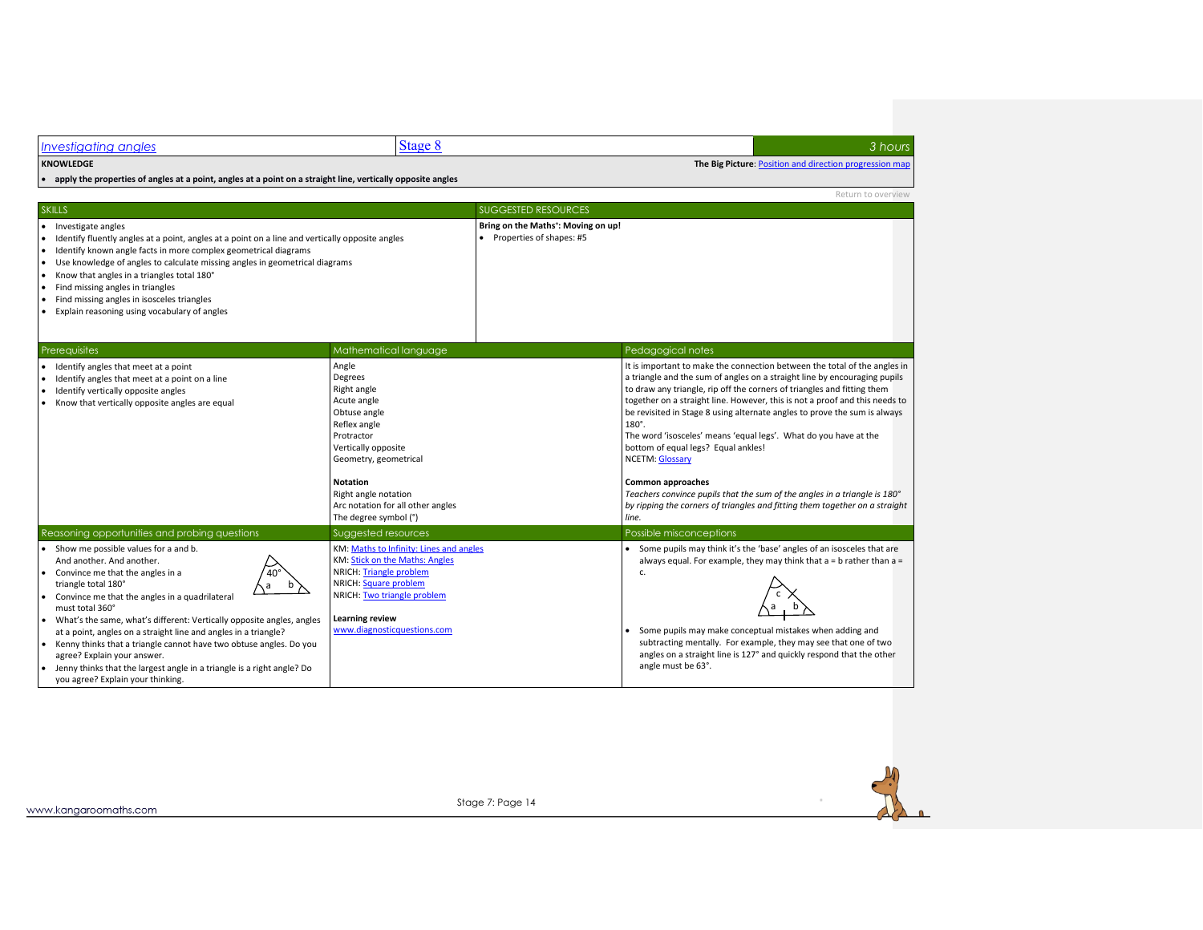## Investigating angles

Stage 8

3 hours

**KNOWLEDGE**

**The Big Picture**: Position and direction progression map

- **apply the properties of angles at a point, angles at a point on a straight line, vertically opposite angles**

Return to overview

### SKILLS

- Investigate angles
- Identify fluently angles at a point, angles at a point on a line and vertically opposite angles
- Identify known angle facts in more complex geometrical diagrams
- Use knowledge of angles to calculate missing angles in geometrical diagrams
- Know that angles in a triangles total 180°
- Find missing angles in triangles
- Find missing angles in isosceles triangles
- Explain reasoning using vocabulary of angles

### SUGGESTED RESOURCES

**Bring on the Maths⁺: Moving on up!**

- Properties of shapes: #5

### Prerequisites

- Identify angles that meet at a point
- Identify angles that meet at a point on a line
- Identify vertically opposite angles
- Know that vertically opposite angles are equal

### Mathematical language

Angle
Degrees
Right angle
Acute angle
Obtuse angle
Reflex angle
Protractor
Vertically opposite
Geometry, geometrical

**Notation**

Right angle notation
Arc notation for all other angles
The degree symbol (°)

### Pedagogical notes

It is important to make the connection between the total of the angles in a triangle and the sum of angles on a straight line by encouraging pupils to draw any triangle, rip off the corners of triangles and fitting them together on a straight line. However, this is not a proof and this needs to be revisited in Stage 8 using alternate angles to prove the sum is always 180°.

The word 'isosceles' means 'equal legs'. What do you have at the bottom of equal legs? Equal ankles!

NCETM: Glossary

**Common approaches**

*Teachers convince pupils that the sum of the angles in a triangle is 180° by ripping the corners of triangles and fitting them together on a straight line.*

### Reasoning opportunities and probing questions

- Show me possible values for a and b. And another. And another. (Triangle with angles 40°, a, b)
- Convince me that the angles in a triangle total 180°
- Convince me that the angles in a quadrilateral must total 360°
- What's the same, what's different: Vertically opposite angles, angles at a point, angles on a straight line and angles in a triangle?
- Kenny thinks that a triangle cannot have two obtuse angles. Do you agree? Explain your answer.
- Jenny thinks that the largest angle in a triangle is a right angle? Do you agree? Explain your thinking.

### Suggested resources

KM: Maths to Infinity: Lines and angles
KM: Stick on the Maths: Angles
NRICH: Triangle problem
NRICH: Square problem
NRICH: Two triangle problem

**Learning review**

www.diagnosticquestions.com

### Possible misconceptions

- Some pupils may think it's the 'base' angles of an isosceles that are always equal. For example, they may think that a = b rather than a = c. (Triangle with angles a, b, c)
- Some pupils may make conceptual mistakes when adding and subtracting mentally. For example, they may see that one of two angles on a straight line is 127° and quickly respond that the other angle must be 63°.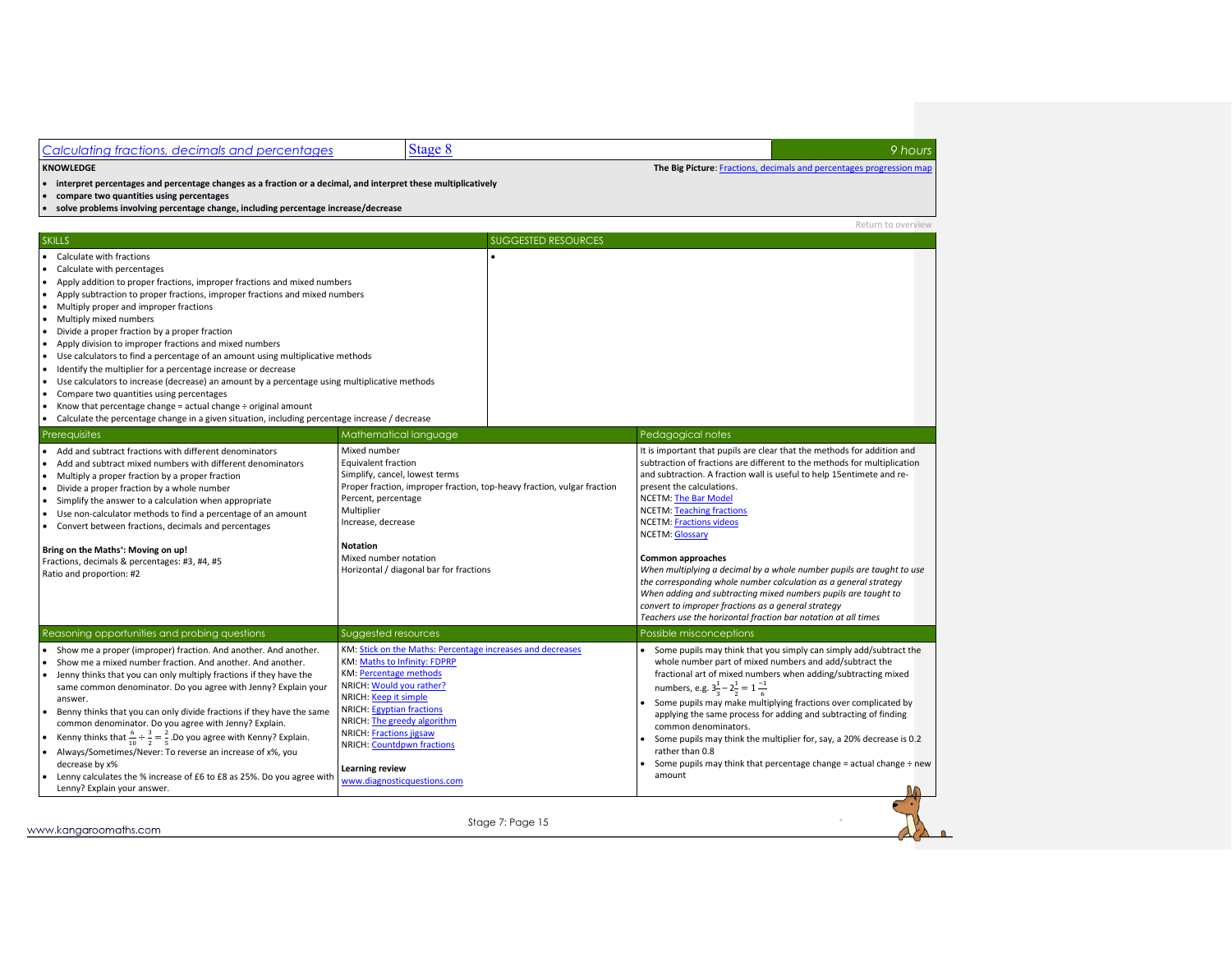| Calculating fractions, decimals and percentages | Stage 8 | 9 hours |
|---|---|---|

**KNOWLEDGE**

**The Big Picture**: Fractions, decimals and percentages progression map

- **interpret percentages and percentage changes as a fraction or a decimal, and interpret these multiplicatively**
- **compare two quantities using percentages**
- **solve problems involving percentage change, including percentage increase/decrease**

Return to overview

| SKILLS | SUGGESTED RESOURCES |
|---|---|
| • Calculate with fractions<br>• Calculate with percentages<br>• Apply addition to proper fractions, improper fractions and mixed numbers<br>• Apply subtraction to proper fractions, improper fractions and mixed numbers<br>• Multiply proper and improper fractions<br>• Multiply mixed numbers<br>• Divide a proper fraction by a proper fraction<br>• Apply division to improper fractions and mixed numbers<br>• Use calculators to find a percentage of an amount using multiplicative methods<br>• Identify the multiplier for a percentage increase or decrease<br>• Use calculators to increase (decrease) an amount by a percentage using multiplicative methods<br>• Compare two quantities using percentages<br>• Know that percentage change = actual change ÷ original amount<br>• Calculate the percentage change in a given situation, including percentage increase / decrease | • |

| Prerequisites | Mathematical language | Pedagogical notes |
|---|---|---|
| • Add and subtract fractions with different denominators<br>• Add and subtract mixed numbers with different denominators<br>• Multiply a proper fraction by a proper fraction<br>• Divide a proper fraction by a whole number<br>• Simplify the answer to a calculation when appropriate<br>• Use non-calculator methods to find a percentage of an amount<br>• Convert between fractions, decimals and percentages<br><br>**Bring on the Maths⁺: Moving on up!**<br>Fractions, decimals & percentages: #3, #4, #5<br>Ratio and proportion: #2 | Mixed number<br>Equivalent fraction<br>Simplify, cancel, lowest terms<br>Proper fraction, improper fraction, top-heavy fraction, vulgar fraction<br>Percent, percentage<br>Multiplier<br>Increase, decrease<br><br>**Notation**<br>Mixed number notation<br>Horizontal / diagonal bar for fractions | It is important that pupils are clear that the methods for addition and subtraction of fractions are different to the methods for multiplication and subtraction. A fraction wall is useful to help 15entimete and re-present the calculations.<br>NCETM: The Bar Model<br>NCETM: Teaching fractions<br>NCETM: Fractions videos<br>NCETM: Glossary<br><br>**Common approaches**<br>*When multiplying a decimal by a whole number pupils are taught to use the corresponding whole number calculation as a general strategy*<br>*When adding and subtracting mixed numbers pupils are taught to convert to improper fractions as a general strategy*<br>*Teachers use the horizontal fraction bar notation at all times* |

| Reasoning opportunities and probing questions | Suggested resources | Possible misconceptions |
|---|---|---|
| • Show me a proper (improper) fraction. And another. And another.<br>• Show me a mixed number fraction. And another. And another.<br>• Jenny thinks that you can only multiply fractions if they have the same common denominator. Do you agree with Jenny? Explain your answer.<br>• Benny thinks that you can only divide fractions if they have the same common denominator. Do you agree with Jenny? Explain.<br>• Kenny thinks that $\frac{6}{10} \div \frac{3}{2} = \frac{2}{5}$.Do you agree with Kenny? Explain.<br>• Always/Sometimes/Never: To reverse an increase of x%, you decrease by x%<br>• Lenny calculates the % increase of £6 to £8 as 25%. Do you agree with Lenny? Explain your answer. | KM: Stick on the Maths: Percentage increases and decreases<br>KM: Maths to Infinity: FDPRP<br>KM: Percentage methods<br>NRICH: Would you rather?<br>NRICH: Keep it simple<br>NRICH: Egyptian fractions<br>NRICH: The greedy algorithm<br>NRICH: Fractions jigsaw<br>NRICH: Countdpwn fractions<br><br>**Learning review**<br>www.diagnosticquestions.com | • Some pupils may think that you simply can simply add/subtract the whole number part of mixed numbers and add/subtract the fractional art of mixed numbers when adding/subtracting mixed numbers, e.g. $3\frac{1}{3} - 2\frac{1}{2} = 1\frac{-1}{6}$<br>• Some pupils may make multiplying fractions over complicated by applying the same process for adding and subtracting of finding common denominators.<br>• Some pupils may think the multiplier for, say, a 20% decrease is 0.2 rather than 0.8<br>• Some pupils may think that percentage change = actual change ÷ new amount |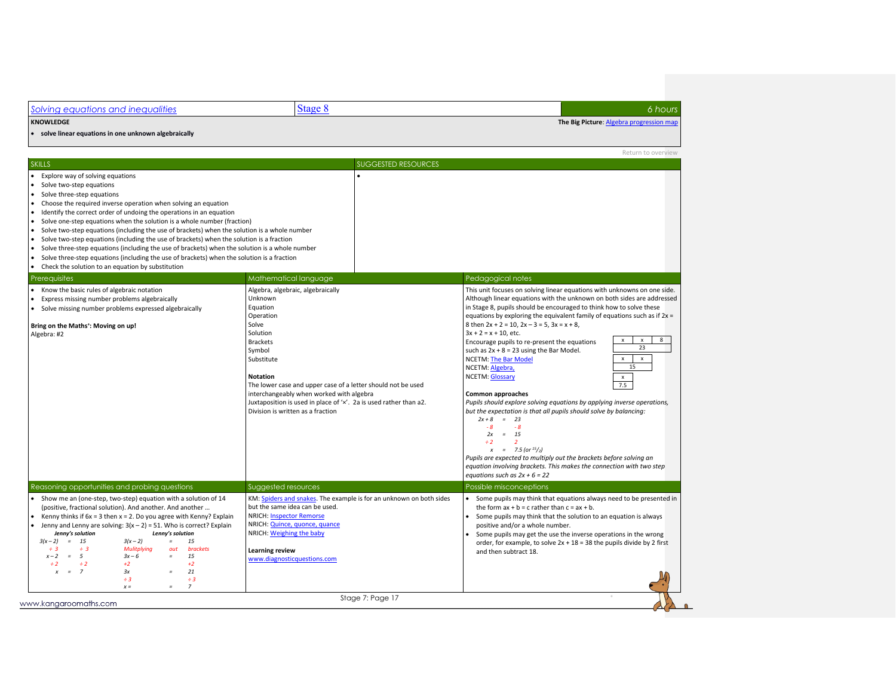# Solving equations and inequalities

Stage 8 — 6 hours

**KNOWLEDGE**

- **solve linear equations in one unknown algebraically**

**The Big Picture**: Algebra progression map

Return to overview

## SKILLS

- Explore way of solving equations
- Solve two-step equations
- Solve three-step equations
- Choose the required inverse operation when solving an equation
- Identify the correct order of undoing the operations in an equation
- Solve one-step equations when the solution is a whole number (fraction)
- Solve two-step equations (including the use of brackets) when the solution is a whole number
- Solve two-step equations (including the use of brackets) when the solution is a fraction
- Solve three-step equations (including the use of brackets) when the solution is a whole number
- Solve three-step equations (including the use of brackets) when the solution is a fraction
- Check the solution to an equation by substitution

## SUGGESTED RESOURCES

-

## Prerequisites

- Know the basic rules of algebraic notation
- Express missing number problems algebraically
- Solve missing number problems expressed algebraically

**Bring on the Maths⁺: Moving on up!**
Algebra: #2

## Mathematical language

Algebra, algebraic, algebraically
Unknown
Equation
Operation
Solve
Solution
Brackets
Symbol
Substitute

**Notation**

The lower case and upper case of a letter should not be used interchangeably when worked with algebra
Juxtaposition is used in place of '×'. $2a$ is used rather than $a2$.
Division is written as a fraction

## Pedagogical notes

This unit focuses on solving linear equations with unknowns on one side. Although linear equations with the unknown on both sides are addressed in Stage 8, pupils should be encouraged to think how to solve these equations by exploring the equivalent family of equations such as if $2x = 8$ then $2x + 2 = 10$, $2x – 3 = 5$, $3x = x + 8$, $3x + 2 = x + 10$, etc.

Encourage pupils to re-present the equations such as $2x + 8 = 23$ using the Bar Model.

| x | x | 8 |
|---|---|---|
| 23 | | |

| x | x |
|---|---|
| 15 | |

| x |
|---|
| 7.5 |

NCETM: The Bar Model
NCETM: Algebra,
NCETM: Glossary

**Common approaches**

*Pupils should explore solving equations by applying inverse operations, but the expectation is that all pupils should solve by balancing:*

$$2x + 8 = 23$$
$$-8 \quad -8$$
$$2x = 15$$
$$\div 2 \quad 2$$
$$x = 7.5 \text{ (or } {}^{15}/_{2}\text{)}$$

*Pupils are expected to multiply out the brackets before solving an equation involving brackets. This makes the connection with two step equations such as $2x + 6 = 22$*

## Reasoning opportunities and probing questions

- Show me an (one-step, two-step) equation with a solution of 14 (positive, fractional solution). And another. And another …
- Kenny thinks if $6x = 3$ then $x = 2$. Do you agree with Kenny? Explain
- Jenny and Lenny are solving: $3(x – 2) = 51$. Who is correct? Explain

*Jenny's solution*

$$3(x – 2) = 15$$
$$\div 3 \quad \div 3$$
$$x – 2 = 5$$
$$\div 2 \quad \div 2$$
$$x = 7$$

*Lenny's solution*

$$3(x – 2) = 15$$
Mulitplying out brackets
$$3x – 6 = 15$$
$$+2 \quad +2$$
$$3x = 21$$
$$\div 3 \quad \div 3$$
$$x = 7$$

## Suggested resources

KM: Spiders and snakes. The example is for an unknown on both sides but the same idea can be used.
NRICH: Inspector Remorse
NRICH: Quince, quonce, quance
NRICH: Weighing the baby

**Learning review**
www.diagnosticquestions.com

## Possible misconceptions

- Some pupils may think that equations always need to be presented in the form $ax + b = c$ rather than $c = ax + b$.
- Some pupils may think that the solution to an equation is always positive and/or a whole number.
- Some pupils may get the use the inverse operations in the wrong order, for example, to solve $2x + 18 = 38$ the pupils divide by 2 first and then subtract 18.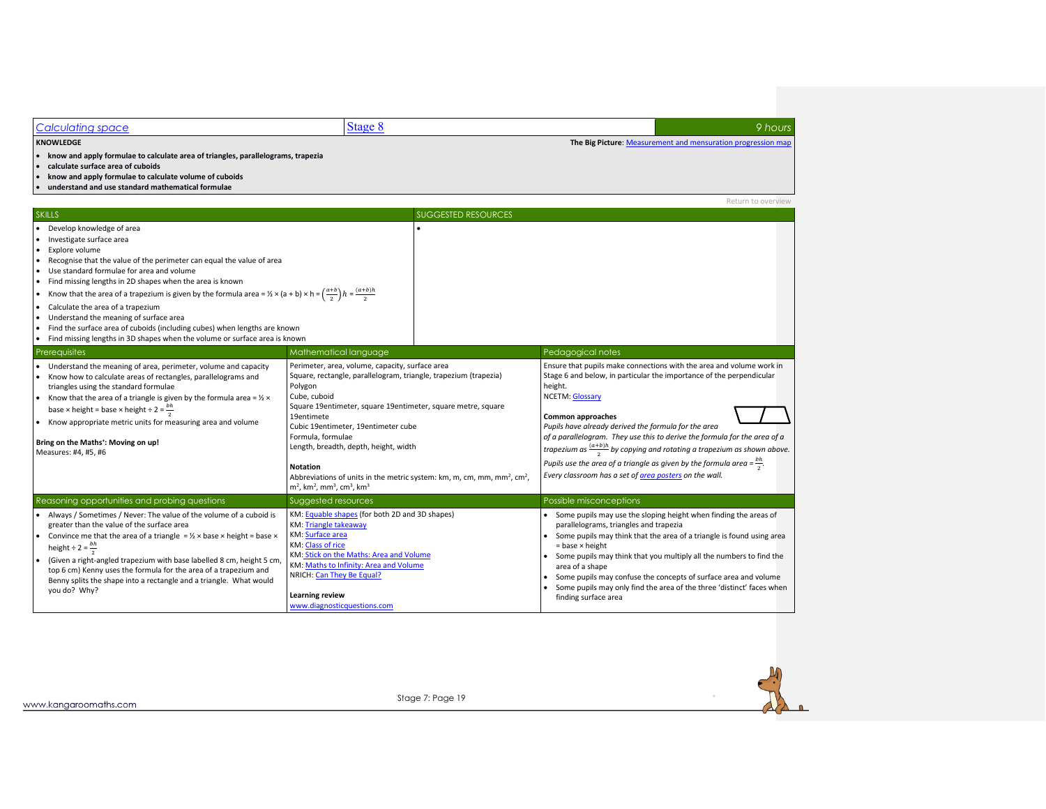| Calculating space | Stage 8 | 9 hours |
|---|---|---|

**KNOWLEDGE**

**The Big Picture**: Measurement and mensuration progression map

- **know and apply formulae to calculate area of triangles, parallelograms, trapezia**
- **calculate surface area of cuboids**
- **know and apply formulae to calculate volume of cuboids**
- **understand and use standard mathematical formulae**

Return to overview

| SKILLS | SUGGESTED RESOURCES |
|---|---|
| • Develop knowledge of area<br>• Investigate surface area<br>• Explore volume<br>• Recognise that the value of the perimeter can equal the value of area<br>• Use standard formulae for area and volume<br>• Find missing lengths in 2D shapes when the area is known<br>• Know that the area of a trapezium is given by the formula area = ½ × (a + b) × h = $\left(\frac{a+b}{2}\right)h$ = $\frac{(a+b)h}{2}$<br>• Calculate the area of a trapezium<br>• Understand the meaning of surface area<br>• Find the surface area of cuboids (including cubes) when lengths are known<br>• Find missing lengths in 3D shapes when the volume or surface area is known | • |

| Prerequisites | Mathematical language | Pedagogical notes |
|---|---|---|
| • Understand the meaning of area, perimeter, volume and capacity<br>• Know how to calculate areas of rectangles, parallelograms and triangles using the standard formulae<br>• Know that the area of a triangle is given by the formula area = ½ × base × height = base × height ÷ 2 = $\frac{bh}{2}$<br>• Know appropriate metric units for measuring area and volume<br><br>**Bring on the Maths⁺: Moving on up!**<br>Measures: #4, #5, #6 | Perimeter, area, volume, capacity, surface area<br>Square, rectangle, parallelogram, triangle, trapezium (trapezia)<br>Polygon<br>Cube, cuboid<br>Square 19entimeter, square 19entimeter, square metre, square 19entimete<br>Cubic 19entimeter, 19entimeter cube<br>Formula, formulae<br>Length, breadth, depth, height, width<br><br>**Notation**<br>Abbreviations of units in the metric system: km, m, cm, mm, mm$^2$, cm$^2$, m$^2$, km$^2$, mm$^3$, cm$^3$, km$^3$ | Ensure that pupils make connections with the area and volume work in Stage 6 and below, in particular the importance of the perpendicular height.<br>NCETM: Glossary<br><br>**Common approaches**<br>*Pupils have already derived the formula for the area of a parallelogram. They use this to derive the formula for the area of a trapezium as $\frac{(a+b)h}{2}$ by copying and rotating a trapezium as shown above.*<br>*Pupils use the area of a triangle as given by the formula area = $\frac{bh}{2}$.*<br>*Every classroom has a set of area posters on the wall.* |

| Reasoning opportunities and probing questions | Suggested resources | Possible misconceptions |
|---|---|---|
| • Always / Sometimes / Never: The value of the volume of a cuboid is greater than the value of the surface area<br>• Convince me that the area of a triangle = ½ × base × height = base × height ÷ 2 = $\frac{bh}{2}$<br>• (Given a right-angled trapezium with base labelled 8 cm, height 5 cm, top 6 cm) Kenny uses the formula for the area of a trapezium and Benny splits the shape into a rectangle and a triangle. What would you do? Why? | KM: Equable shapes (for both 2D and 3D shapes)<br>KM: Triangle takeaway<br>KM: Surface area<br>KM: Class of rice<br>KM: Stick on the Maths: Area and Volume<br>KM: Maths to Infinity: Area and Volume<br>NRICH: Can They Be Equal?<br><br>**Learning review**<br>www.diagnosticquestions.com | • Some pupils may use the sloping height when finding the areas of parallelograms, triangles and trapezia<br>• Some pupils may think that the area of a triangle is found using area = base × height<br>• Some pupils may think that you multiply all the numbers to find the area of a shape<br>• Some pupils may confuse the concepts of surface area and volume<br>• Some pupils may only find the area of the three 'distinct' faces when finding surface area |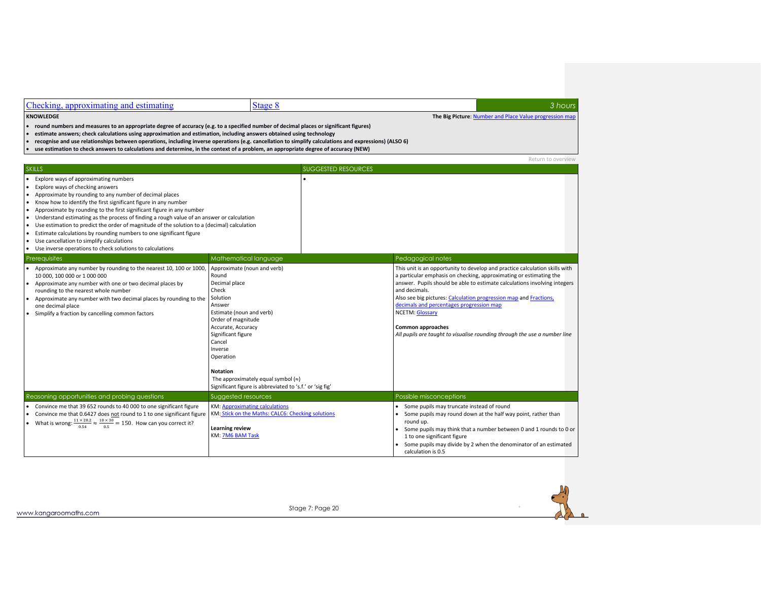| Checking, approximating and estimating | Stage 8 | 3 hours |
|---|---|---|

**KNOWLEDGE**

**The Big Picture**: Number and Place Value progression map

- **round numbers and measures to an appropriate degree of accuracy (e.g. to a specified number of decimal places or significant figures)**
- **estimate answers; check calculations using approximation and estimation, including answers obtained using technology**
- **recognise and use relationships between operations, including inverse operations (e.g. cancellation to simplify calculations and expressions) (ALSO 6)**
- **use estimation to check answers to calculations and determine, in the context of a problem, an appropriate degree of accuracy (NEW)**

Return to overview

| SKILLS | SUGGESTED RESOURCES |
|---|---|
| • Explore ways of approximating numbers<br>• Explore ways of checking answers<br>• Approximate by rounding to any number of decimal places<br>• Know how to identify the first significant figure in any number<br>• Approximate by rounding to the first significant figure in any number<br>• Understand estimating as the process of finding a rough value of an answer or calculation<br>• Use estimation to predict the order of magnitude of the solution to a (decimal) calculation<br>• Estimate calculations by rounding numbers to one significant figure<br>• Use cancellation to simplify calculations<br>• Use inverse operations to check solutions to calculations | • |

| Prerequisites | Mathematical language | Pedagogical notes |
|---|---|---|
| • Approximate any number by rounding to the nearest 10, 100 or 1000, 10 000, 100 000 or 1 000 000<br>• Approximate any number with one or two decimal places by rounding to the nearest whole number<br>• Approximate any number with two decimal places by rounding to the one decimal place<br>• Simplify a fraction by cancelling common factors | Approximate (noun and verb)<br>Round<br>Decimal place<br>Check<br>Solution<br>Answer<br>Estimate (noun and verb)<br>Order of magnitude<br>Accurate, Accuracy<br>Significant figure<br>Cancel<br>Inverse<br>Operation<br><br>**Notation**<br>The approximately equal symbol (≈)<br>Significant figure is abbreviated to 's.f.' or 'sig fig' | This unit is an opportunity to develop and practice calculation skills with a particular emphasis on checking, approximating or estimating the answer. Pupils should be able to estimate calculations involving integers and decimals.<br>Also see big pictures: Calculation progression map and Fractions, decimals and percentages progression map<br>NCETM: Glossary<br><br>**Common approaches**<br>*All pupils are taught to visualise rounding through the use a number line* |

| Reasoning opportunities and probing questions | Suggested resources | Possible misconceptions |
|---|---|---|
| • Convince me that 39 652 rounds to 40 000 to one significant figure<br>• Convince me that 0.6427 does not round to 1 to one significant figure<br>• What is wrong: $\frac{11 \times 28.2}{0.54} \approx \frac{10 \times 30}{0.5} = 150$. How can you correct it? | KM: Approximating calculations<br>KM: Stick on the Maths: CALC6: Checking solutions<br><br>**Learning review**<br>KM: 7M6 BAM Task | • Some pupils may truncate instead of round<br>• Some pupils may round down at the half way point, rather than round up.<br>• Some pupils may think that a number between 0 and 1 rounds to 0 or 1 to one significant figure<br>• Some pupils may divide by 2 when the denominator of an estimated calculation is 0.5 |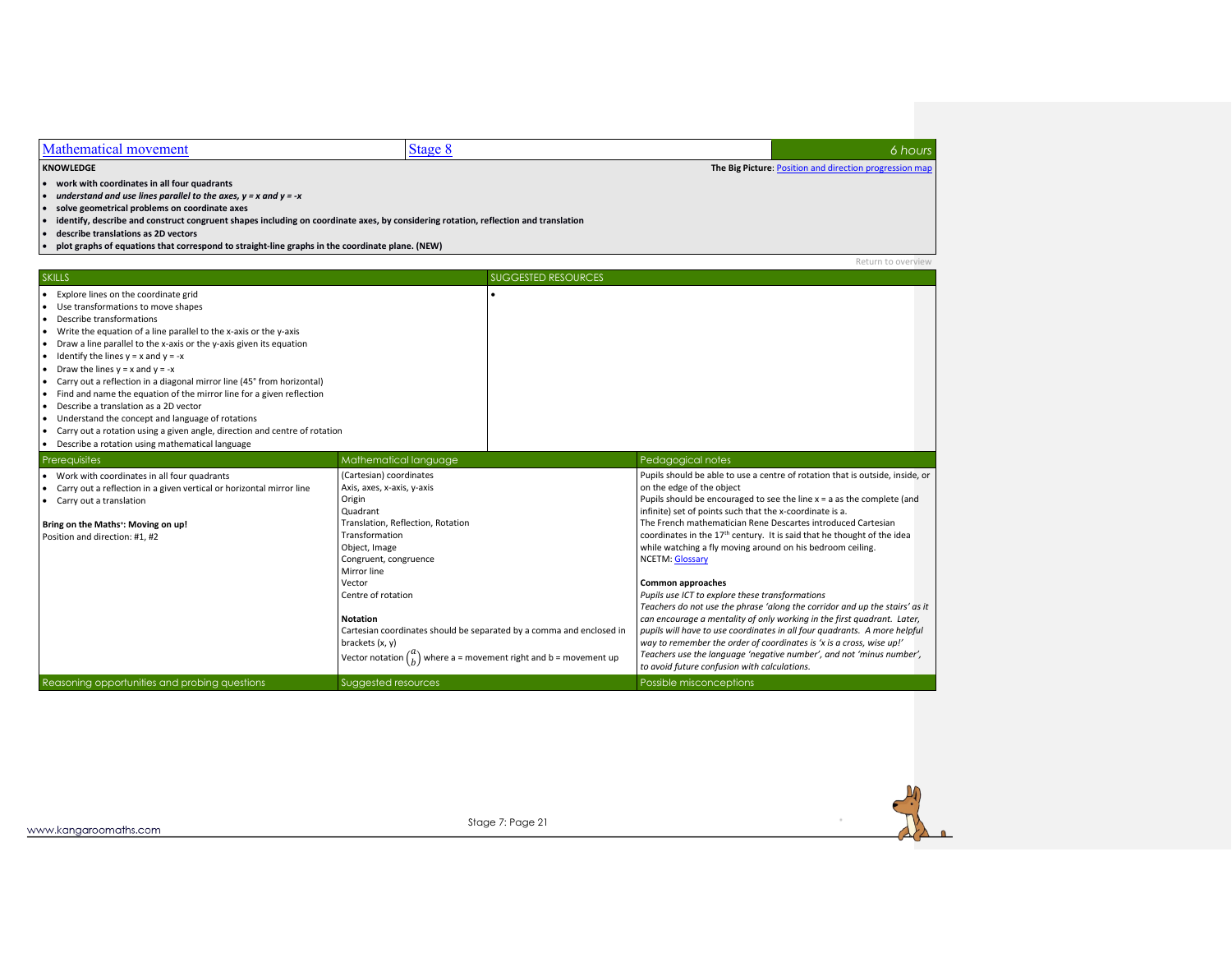| Mathematical movement | Stage 8 | 6 hours |
|---|---|---|

**KNOWLEDGE**

**The Big Picture**: Position and direction progression map

- **work with coordinates in all four quadrants**
- ***understand and use lines parallel to the axes, y = x and y = -x***
- **solve geometrical problems on coordinate axes**
- **identify, describe and construct congruent shapes including on coordinate axes, by considering rotation, reflection and translation**
- **describe translations as 2D vectors**
- **plot graphs of equations that correspond to straight-line graphs in the coordinate plane. (NEW)**

Return to overview

| SKILLS | SUGGESTED RESOURCES |
|---|---|
| • Explore lines on the coordinate grid<br>• Use transformations to move shapes<br>• Describe transformations<br>• Write the equation of a line parallel to the x-axis or the y-axis<br>• Draw a line parallel to the x-axis or the y-axis given its equation<br>• Identify the lines y = x and y = -x<br>• Draw the lines y = x and y = -x<br>• Carry out a reflection in a diagonal mirror line (45° from horizontal)<br>• Find and name the equation of the mirror line for a given reflection<br>• Describe a translation as a 2D vector<br>• Understand the concept and language of rotations<br>• Carry out a rotation using a given angle, direction and centre of rotation<br>• Describe a rotation using mathematical language | • |

| Prerequisites | Mathematical language | Pedagogical notes |
|---|---|---|
| • Work with coordinates in all four quadrants<br>• Carry out a reflection in a given vertical or horizontal mirror line<br>• Carry out a translation<br><br>**Bring on the Maths⁺: Moving on up!**<br>Position and direction: #1, #2 | (Cartesian) coordinates<br>Axis, axes, x-axis, y-axis<br>Origin<br>Quadrant<br>Translation, Reflection, Rotation<br>Transformation<br>Object, Image<br>Congruent, congruence<br>Mirror line<br>Vector<br>Centre of rotation<br><br>**Notation**<br>Cartesian coordinates should be separated by a comma and enclosed in brackets (x, y)<br>Vector notation $\binom{a}{b}$ where a = movement right and b = movement up | Pupils should be able to use a centre of rotation that is outside, inside, or on the edge of the object<br>Pupils should be encouraged to see the line x = a as the complete (and infinite) set of points such that the x-coordinate is a.<br>The French mathematician Rene Descartes introduced Cartesian coordinates in the 17th century. It is said that he thought of the idea while watching a fly moving around on his bedroom ceiling.<br>NCETM: Glossary<br><br>**Common approaches**<br>*Pupils use ICT to explore these transformations*<br>*Teachers do not use the phrase 'along the corridor and up the stairs' as it can encourage a mentality of only working in the first quadrant. Later, pupils will have to use coordinates in all four quadrants. A more helpful way to remember the order of coordinates is 'x is a cross, wise up!'*<br>*Teachers use the language 'negative number', and not 'minus number', to avoid future confusion with calculations.* |
| Reasoning opportunities and probing questions | Suggested resources | Possible misconceptions |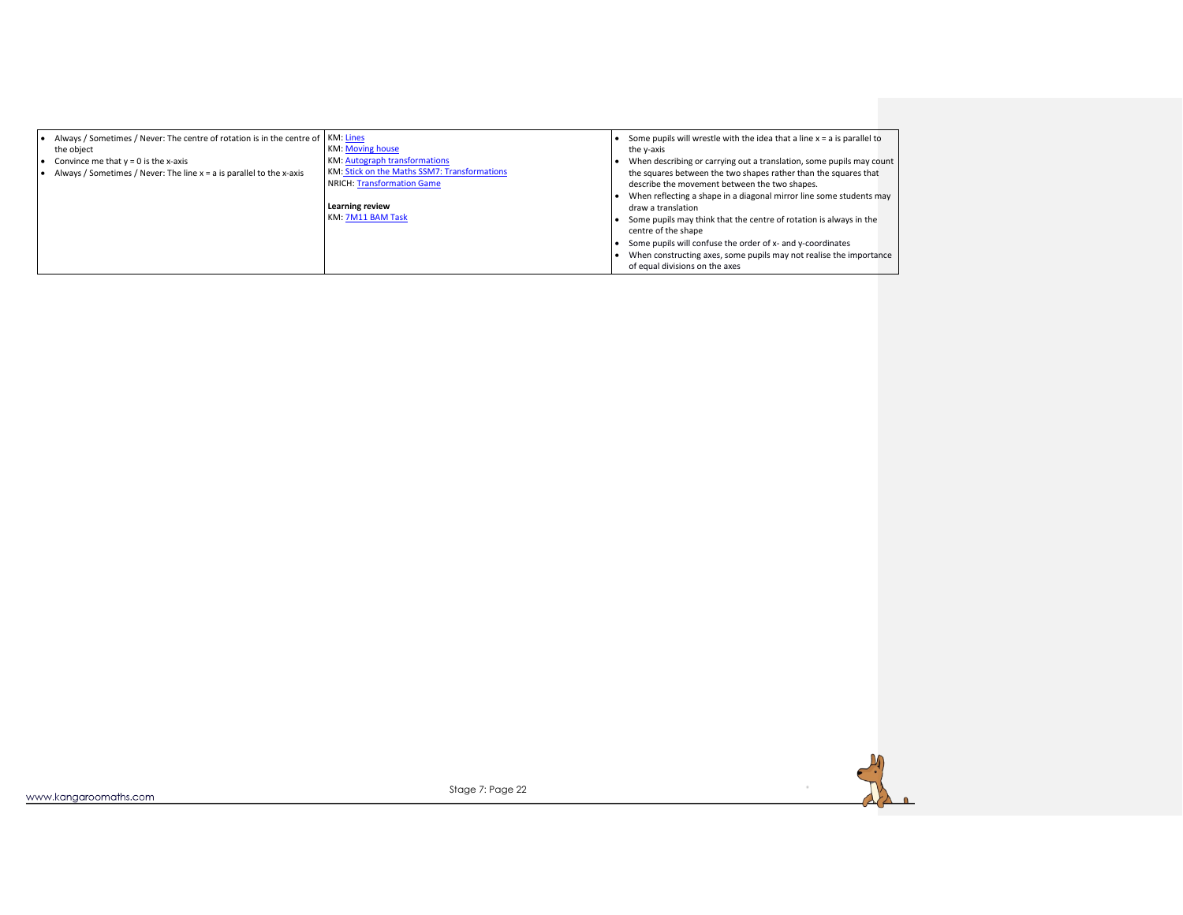|  |  |  |
|---|---|---|
| • Always / Sometimes / Never: The centre of rotation is in the centre of the object<br>• Convince me that $y = 0$ is the x-axis<br>• Always / Sometimes / Never: The line $x = a$ is parallel to the x-axis | KM: Lines<br>KM: Moving house<br>KM: Autograph transformations<br>KM: Stick on the Maths SSM7: Transformations<br>NRICH: Transformation Game<br><br>**Learning review**<br>KM: 7M11 BAM Task | • Some pupils will wrestle with the idea that a line $x = a$ is parallel to the y-axis<br>• When describing or carrying out a translation, some pupils may count the squares between the two shapes rather than the squares that describe the movement between the two shapes.<br>• When reflecting a shape in a diagonal mirror line some students may draw a translation<br>• Some pupils may think that the centre of rotation is always in the centre of the shape<br>• Some pupils will confuse the order of x- and y-coordinates<br>• When constructing axes, some pupils may not realise the importance of equal divisions on the axes |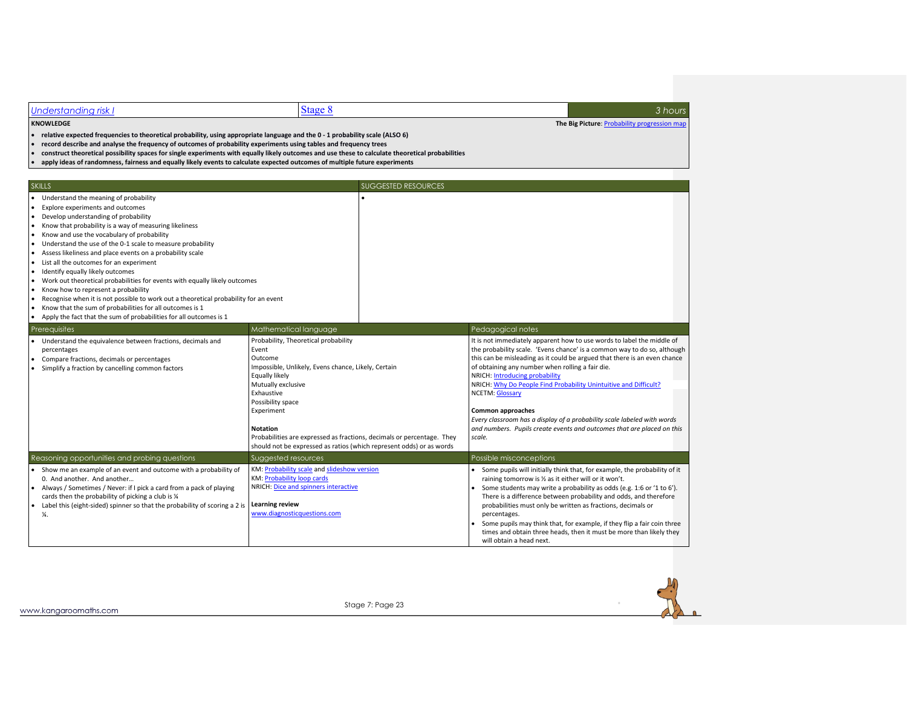| Understanding risk I | Stage 8 | 3 hours |
|---|---|---|

**KNOWLEDGE**

**The Big Picture**: Probability progression map

- **relative expected frequencies to theoretical probability, using appropriate language and the 0 - 1 probability scale (ALSO 6)**
- **record describe and analyse the frequency of outcomes of probability experiments using tables and frequency trees**
- **construct theoretical possibility spaces for single experiments with equally likely outcomes and use these to calculate theoretical probabilities**
- **apply ideas of randomness, fairness and equally likely events to calculate expected outcomes of multiple future experiments**

| SKILLS | SUGGESTED RESOURCES |
|---|---|
| • Understand the meaning of probability<br>• Explore experiments and outcomes<br>• Develop understanding of probability<br>• Know that probability is a way of measuring likeliness<br>• Know and use the vocabulary of probability<br>• Understand the use of the 0-1 scale to measure probability<br>• Assess likeliness and place events on a probability scale<br>• List all the outcomes for an experiment<br>• Identify equally likely outcomes<br>• Work out theoretical probabilities for events with equally likely outcomes<br>• Know how to represent a probability<br>• Recognise when it is not possible to work out a theoretical probability for an event<br>• Know that the sum of probabilities for all outcomes is 1<br>• Apply the fact that the sum of probabilities for all outcomes is 1 | • |

| Prerequisites | Mathematical language | Pedagogical notes |
|---|---|---|
| • Understand the equivalence between fractions, decimals and percentages<br>• Compare fractions, decimals or percentages<br>• Simplify a fraction by cancelling common factors | Probability, Theoretical probability<br>Event<br>Outcome<br>Impossible, Unlikely, Evens chance, Likely, Certain<br>Equally likely<br>Mutually exclusive<br>Exhaustive<br>Possibility space<br>Experiment<br><br>**Notation**<br>Probabilities are expressed as fractions, decimals or percentage. They should not be expressed as ratios (which represent odds) or as words | It is not immediately apparent how to use words to label the middle of the probability scale. 'Evens chance' is a common way to do so, although this can be misleading as it could be argued that there is an even chance of obtaining any number when rolling a fair die.<br>NRICH: Introducing probability<br>NRICH: Why Do People Find Probability Unintuitive and Difficult?<br>NCETM: Glossary<br><br>**Common approaches**<br>*Every classroom has a display of a probability scale labeled with words and numbers. Pupils create events and outcomes that are placed on this scale.* |

| Reasoning opportunities and probing questions | Suggested resources | Possible misconceptions |
|---|---|---|
| • Show me an example of an event and outcome with a probability of 0. And another. And another…<br>• Always / Sometimes / Never: if I pick a card from a pack of playing cards then the probability of picking a club is ¼<br>• Label this (eight-sided) spinner so that the probability of scoring a 2 is ¾. | KM: Probability scale and slideshow version<br>KM: Probability loop cards<br>NRICH: Dice and spinners interactive<br><br>**Learning review**<br>www.diagnosticquestions.com | • Some pupils will initially think that, for example, the probability of it raining tomorrow is ½ as it either will or it won't.<br>• Some students may write a probability as odds (e.g. 1:6 or '1 to 6'). There is a difference between probability and odds, and therefore probabilities must only be written as fractions, decimals or percentages.<br>• Some pupils may think that, for example, if they flip a fair coin three times and obtain three heads, then it must be more than likely they will obtain a head next. |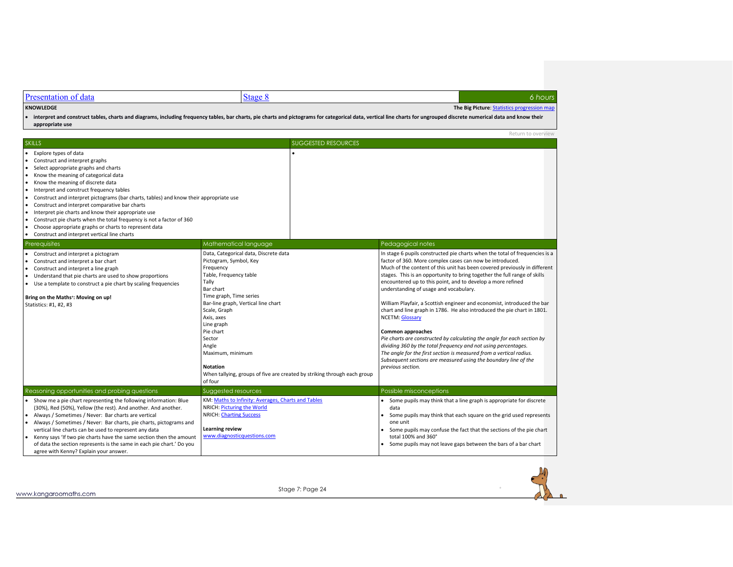| Presentation of data | Stage 8 | 6 hours |
|---|---|---|

**KNOWLEDGE**

**The Big Picture**: Statistics progression map

- **interpret and construct tables, charts and diagrams, including frequency tables, bar charts, pie charts and pictograms for categorical data, vertical line charts for ungrouped discrete numerical data and know their appropriate use**

Return to overview

## SKILLS

- Explore types of data
- Construct and interpret graphs
- Select appropriate graphs and charts
- Know the meaning of categorical data
- Know the meaning of discrete data
- Interpret and construct frequency tables
- Construct and interpret pictograms (bar charts, tables) and know their appropriate use
- Construct and interpret comparative bar charts
- Interpret pie charts and know their appropriate use
- Construct pie charts when the total frequency is not a factor of 360
- Choose appropriate graphs or charts to represent data
- Construct and interpret vertical line charts

## SUGGESTED RESOURCES

- 

## Prerequisites

- Construct and interpret a pictogram
- Construct and interpret a bar chart
- Construct and interpret a line graph
- Understand that pie charts are used to show proportions
- Use a template to construct a pie chart by scaling frequencies

**Bring on the Maths+: Moving on up!**

Statistics: #1, #2, #3

## Mathematical language

Data, Categorical data, Discrete data
Pictogram, Symbol, Key
Frequency
Table, Frequency table
Tally
Bar chart
Time graph, Time series
Bar-line graph, Vertical line chart
Scale, Graph
Axis, axes
Line graph
Pie chart
Sector
Angle
Maximum, minimum

**Notation**

When tallying, groups of five are created by striking through each group of four

## Pedagogical notes

In stage 6 pupils constructed pie charts when the total of frequencies is a factor of 360. More complex cases can now be introduced.
Much of the content of this unit has been covered previously in different stages. This is an opportunity to bring together the full range of skills encountered up to this point, and to develop a more refined understanding of usage and vocabulary.

William Playfair, a Scottish engineer and economist, introduced the bar chart and line graph in 1786. He also introduced the pie chart in 1801.
NCETM: Glossary

**Common approaches**

*Pie charts are constructed by calculating the angle for each section by dividing 360 by the total frequency and not using percentages.*
*The angle for the first section is measured from a vertical radius.*
*Subsequent sections are measured using the boundary line of the previous section.*

## Reasoning opportunities and probing questions

- Show me a pie chart representing the following information: Blue (30%), Red (50%), Yellow (the rest). And another. And another.
- Always / Sometimes / Never: Bar charts are vertical
- Always / Sometimes / Never: Bar charts, pie charts, pictograms and vertical line charts can be used to represent any data
- Kenny says 'If two pie charts have the same section then the amount of data the section represents is the same in each pie chart.' Do you agree with Kenny? Explain your answer.

## Suggested resources

KM: Maths to Infinity: Averages, Charts and Tables
NRICH: Picturing the World
NRICH: Charting Success

**Learning review**

www.diagnosticquestions.com

## Possible misconceptions

- Some pupils may think that a line graph is appropriate for discrete data
- Some pupils may think that each square on the grid used represents one unit
- Some pupils may confuse the fact that the sections of the pie chart total 100% and 360°
- Some pupils may not leave gaps between the bars of a bar chart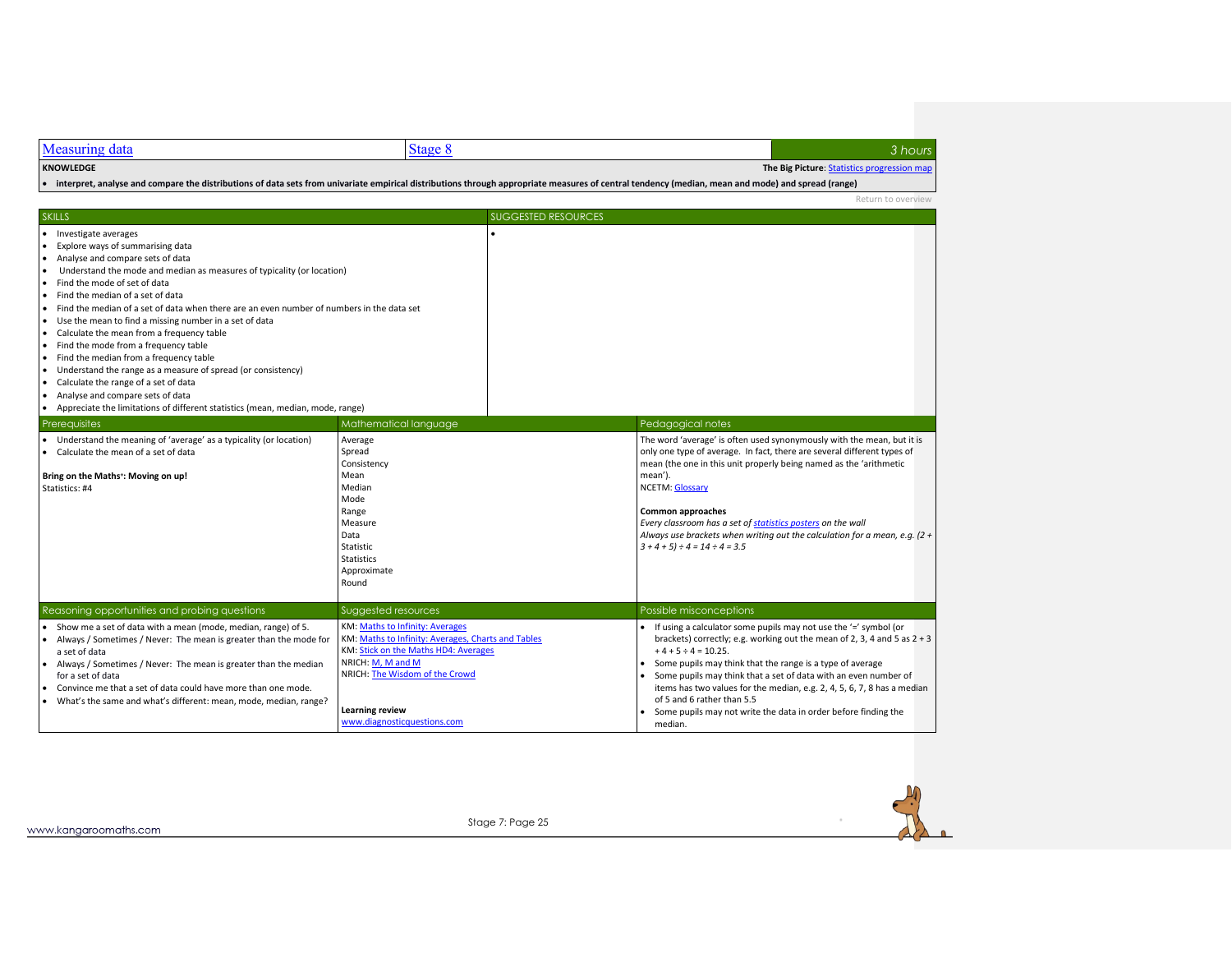| Measuring data | Stage 8 | 3 hours |
|---|---|---|

**KNOWLEDGE**

**The Big Picture**: Statistics progression map

- **interpret, analyse and compare the distributions of data sets from univariate empirical distributions through appropriate measures of central tendency (median, mean and mode) and spread (range)**

Return to overview

## SKILLS

- Investigate averages
- Explore ways of summarising data
- Analyse and compare sets of data
- Understand the mode and median as measures of typicality (or location)
- Find the mode of set of data
- Find the median of a set of data
- Find the median of a set of data when there are an even number of numbers in the data set
- Use the mean to find a missing number in a set of data
- Calculate the mean from a frequency table
- Find the mode from a frequency table
- Find the median from a frequency table
- Understand the range as a measure of spread (or consistency)
- Calculate the range of a set of data
- Analyse and compare sets of data
- Appreciate the limitations of different statistics (mean, median, mode, range)

## SUGGESTED RESOURCES

-

## Prerequisites

- Understand the meaning of 'average' as a typicality (or location)
- Calculate the mean of a set of data

**Bring on the Maths⁺: Moving on up!**
Statistics: #4

## Mathematical language

Average
Spread
Consistency
Mean
Median
Mode
Range
Measure
Data
Statistic
Statistics
Approximate
Round

## Pedagogical notes

The word 'average' is often used synonymously with the mean, but it is only one type of average. In fact, there are several different types of mean (the one in this unit properly being named as the 'arithmetic mean').
NCETM: Glossary

**Common approaches**
*Every classroom has a set of statistics posters on the wall*
*Always use brackets when writing out the calculation for a mean, e.g. $(2 + 3 + 4 + 5) \div 4 = 14 \div 4 = 3.5$*

## Reasoning opportunities and probing questions

- Show me a set of data with a mean (mode, median, range) of 5.
- Always / Sometimes / Never: The mean is greater than the mode for a set of data
- Always / Sometimes / Never: The mean is greater than the median for a set of data
- Convince me that a set of data could have more than one mode.
- What's the same and what's different: mean, mode, median, range?

## Suggested resources

KM: Maths to Infinity: Averages
KM: Maths to Infinity: Averages, Charts and Tables
KM: Stick on the Maths HD4: Averages
NRICH: M, M and M
NRICH: The Wisdom of the Crowd

**Learning review**
www.diagnosticquestions.com

## Possible misconceptions

- If using a calculator some pupils may not use the '=' symbol (or brackets) correctly; e.g. working out the mean of 2, 3, 4 and 5 as $2 + 3 + 4 + 5 \div 4 = 10.25$.
- Some pupils may think that the range is a type of average
- Some pupils may think that a set of data with an even number of items has two values for the median, e.g. 2, 4, 5, 6, 7, 8 has a median of 5 and 6 rather than 5.5
- Some pupils may not write the data in order before finding the median.